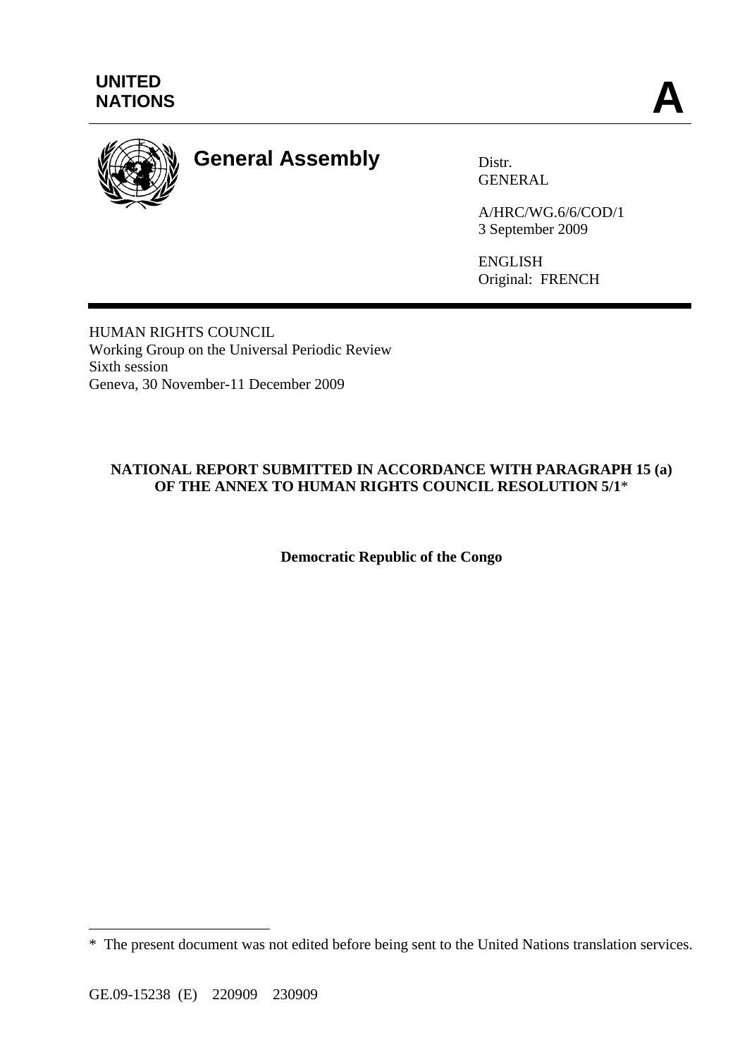UNITED NATIONS

**A**

# General Assembly

Distr.
GENERAL

A/HRC/WG.6/6/COD/1
3 September 2009

ENGLISH
Original: FRENCH

HUMAN RIGHTS COUNCIL
Working Group on the Universal Periodic Review
Sixth session
Geneva, 30 November-11 December 2009

**NATIONAL REPORT SUBMITTED IN ACCORDANCE WITH PARAGRAPH 15 (a) OF THE ANNEX TO HUMAN RIGHTS COUNCIL RESOLUTION 5/1***

**Democratic Republic of the Congo**

* The present document was not edited before being sent to the United Nations translation services.

GE.09-15238 (E) 220909 230909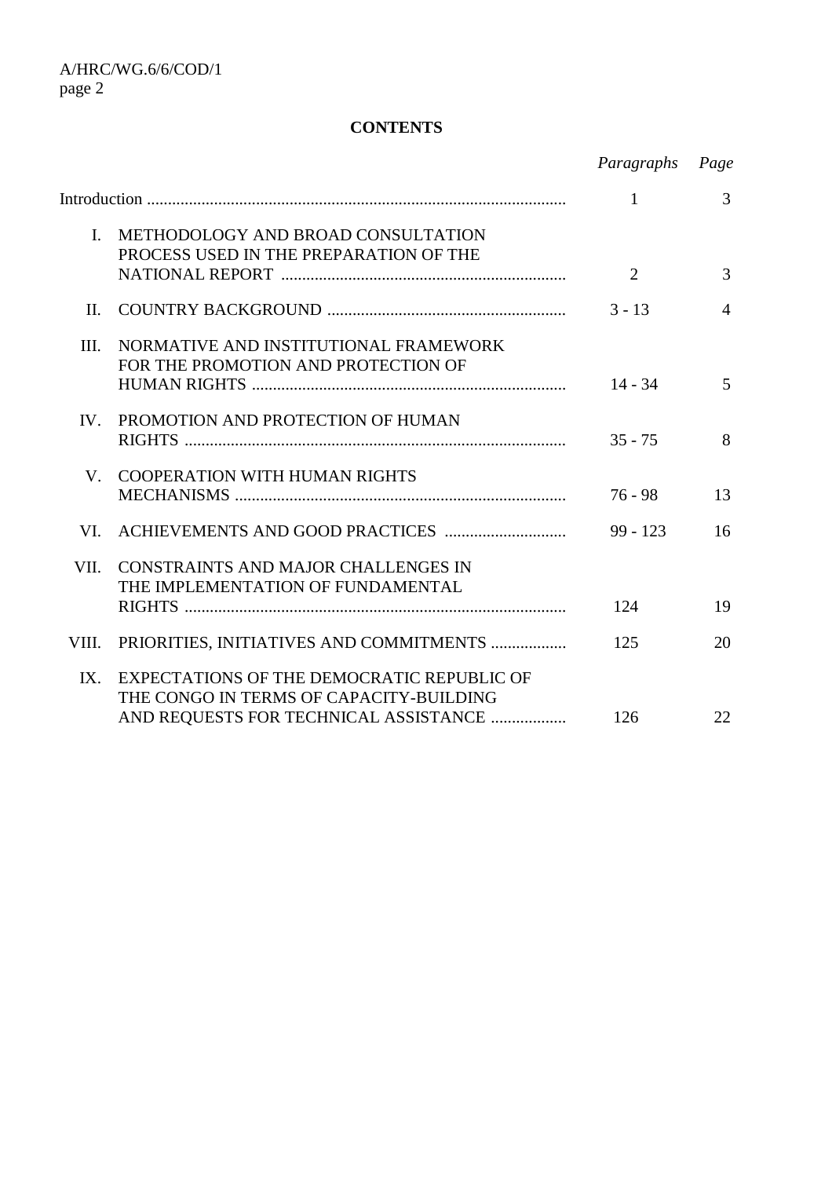## CONTENTS

| | | *Paragraphs* | *Page* |
|---|---|---|---|
| Introduction | | 1 | 3 |
| I. | METHODOLOGY AND BROAD CONSULTATION PROCESS USED IN THE PREPARATION OF THE NATIONAL REPORT | 2 | 3 |
| II. | COUNTRY BACKGROUND | 3 - 13 | 4 |
| III. | NORMATIVE AND INSTITUTIONAL FRAMEWORK FOR THE PROMOTION AND PROTECTION OF HUMAN RIGHTS | 14 - 34 | 5 |
| IV. | PROMOTION AND PROTECTION OF HUMAN RIGHTS | 35 - 75 | 8 |
| V. | COOPERATION WITH HUMAN RIGHTS MECHANISMS | 76 - 98 | 13 |
| VI. | ACHIEVEMENTS AND GOOD PRACTICES | 99 - 123 | 16 |
| VII. | CONSTRAINTS AND MAJOR CHALLENGES IN THE IMPLEMENTATION OF FUNDAMENTAL RIGHTS | 124 | 19 |
| VIII. | PRIORITIES, INITIATIVES AND COMMITMENTS | 125 | 20 |
| IX. | EXPECTATIONS OF THE DEMOCRATIC REPUBLIC OF THE CONGO IN TERMS OF CAPACITY-BUILDING AND REQUESTS FOR TECHNICAL ASSISTANCE | 126 | 22 |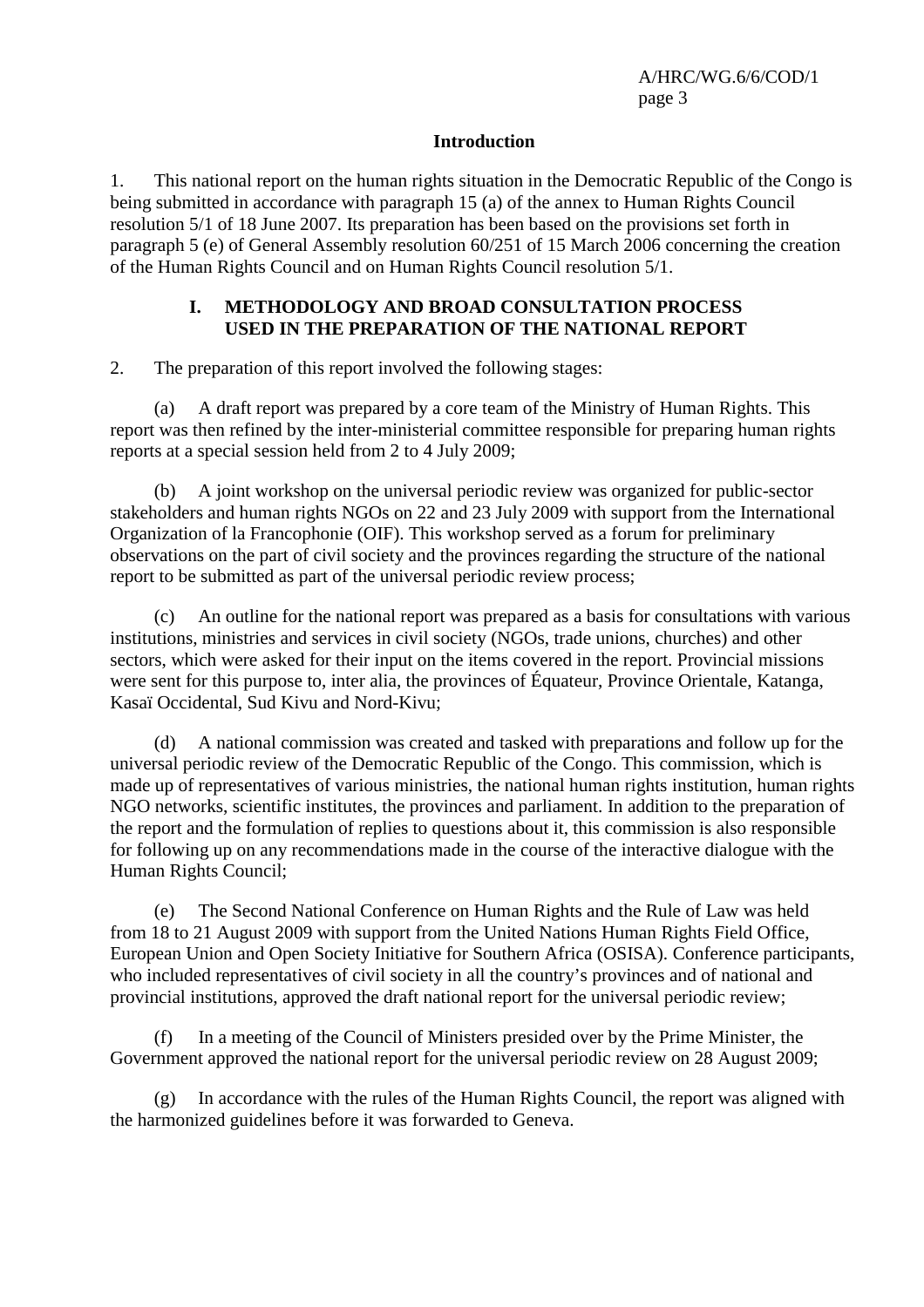## Introduction

1. This national report on the human rights situation in the Democratic Republic of the Congo is being submitted in accordance with paragraph 15 (a) of the annex to Human Rights Council resolution 5/1 of 18 June 2007. Its preparation has been based on the provisions set forth in paragraph 5 (e) of General Assembly resolution 60/251 of 15 March 2006 concerning the creation of the Human Rights Council and on Human Rights Council resolution 5/1.

## I. METHODOLOGY AND BROAD CONSULTATION PROCESS USED IN THE PREPARATION OF THE NATIONAL REPORT

2. The preparation of this report involved the following stages:

(a) A draft report was prepared by a core team of the Ministry of Human Rights. This report was then refined by the inter-ministerial committee responsible for preparing human rights reports at a special session held from 2 to 4 July 2009;

(b) A joint workshop on the universal periodic review was organized for public-sector stakeholders and human rights NGOs on 22 and 23 July 2009 with support from the International Organization of la Francophonie (OIF). This workshop served as a forum for preliminary observations on the part of civil society and the provinces regarding the structure of the national report to be submitted as part of the universal periodic review process;

(c) An outline for the national report was prepared as a basis for consultations with various institutions, ministries and services in civil society (NGOs, trade unions, churches) and other sectors, which were asked for their input on the items covered in the report. Provincial missions were sent for this purpose to, inter alia, the provinces of Équateur, Province Orientale, Katanga, Kasaï Occidental, Sud Kivu and Nord-Kivu;

(d) A national commission was created and tasked with preparations and follow up for the universal periodic review of the Democratic Republic of the Congo. This commission, which is made up of representatives of various ministries, the national human rights institution, human rights NGO networks, scientific institutes, the provinces and parliament. In addition to the preparation of the report and the formulation of replies to questions about it, this commission is also responsible for following up on any recommendations made in the course of the interactive dialogue with the Human Rights Council;

(e) The Second National Conference on Human Rights and the Rule of Law was held from 18 to 21 August 2009 with support from the United Nations Human Rights Field Office, European Union and Open Society Initiative for Southern Africa (OSISA). Conference participants, who included representatives of civil society in all the country's provinces and of national and provincial institutions, approved the draft national report for the universal periodic review;

(f) In a meeting of the Council of Ministers presided over by the Prime Minister, the Government approved the national report for the universal periodic review on 28 August 2009;

(g) In accordance with the rules of the Human Rights Council, the report was aligned with the harmonized guidelines before it was forwarded to Geneva.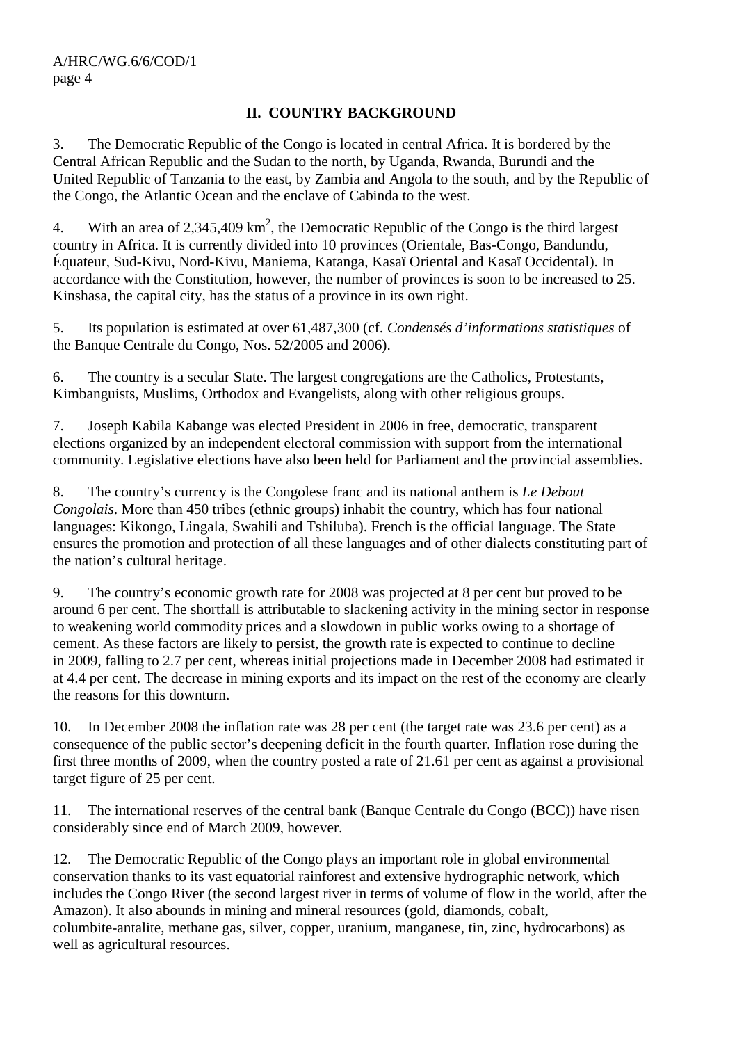## II. COUNTRY BACKGROUND

3. The Democratic Republic of the Congo is located in central Africa. It is bordered by the Central African Republic and the Sudan to the north, by Uganda, Rwanda, Burundi and the United Republic of Tanzania to the east, by Zambia and Angola to the south, and by the Republic of the Congo, the Atlantic Ocean and the enclave of Cabinda to the west.

4. With an area of 2,345,409 $km^2$, the Democratic Republic of the Congo is the third largest country in Africa. It is currently divided into 10 provinces (Orientale, Bas-Congo, Bandundu, Équateur, Sud-Kivu, Nord-Kivu, Maniema, Katanga, Kasaï Oriental and Kasaï Occidental). In accordance with the Constitution, however, the number of provinces is soon to be increased to 25. Kinshasa, the capital city, has the status of a province in its own right.

5. Its population is estimated at over 61,487,300 (cf. *Condensés d'informations statistiques* of the Banque Centrale du Congo, Nos. 52/2005 and 2006).

6. The country is a secular State. The largest congregations are the Catholics, Protestants, Kimbanguists, Muslims, Orthodox and Evangelists, along with other religious groups.

7. Joseph Kabila Kabange was elected President in 2006 in free, democratic, transparent elections organized by an independent electoral commission with support from the international community. Legislative elections have also been held for Parliament and the provincial assemblies.

8. The country's currency is the Congolese franc and its national anthem is *Le Debout Congolais*. More than 450 tribes (ethnic groups) inhabit the country, which has four national languages: Kikongo, Lingala, Swahili and Tshiluba). French is the official language. The State ensures the promotion and protection of all these languages and of other dialects constituting part of the nation's cultural heritage.

9. The country's economic growth rate for 2008 was projected at 8 per cent but proved to be around 6 per cent. The shortfall is attributable to slackening activity in the mining sector in response to weakening world commodity prices and a slowdown in public works owing to a shortage of cement. As these factors are likely to persist, the growth rate is expected to continue to decline in 2009, falling to 2.7 per cent, whereas initial projections made in December 2008 had estimated it at 4.4 per cent. The decrease in mining exports and its impact on the rest of the economy are clearly the reasons for this downturn.

10. In December 2008 the inflation rate was 28 per cent (the target rate was 23.6 per cent) as a consequence of the public sector's deepening deficit in the fourth quarter. Inflation rose during the first three months of 2009, when the country posted a rate of 21.61 per cent as against a provisional target figure of 25 per cent.

11. The international reserves of the central bank (Banque Centrale du Congo (BCC)) have risen considerably since end of March 2009, however.

12. The Democratic Republic of the Congo plays an important role in global environmental conservation thanks to its vast equatorial rainforest and extensive hydrographic network, which includes the Congo River (the second largest river in terms of volume of flow in the world, after the Amazon). It also abounds in mining and mineral resources (gold, diamonds, cobalt, columbite-antalite, methane gas, silver, copper, uranium, manganese, tin, zinc, hydrocarbons) as well as agricultural resources.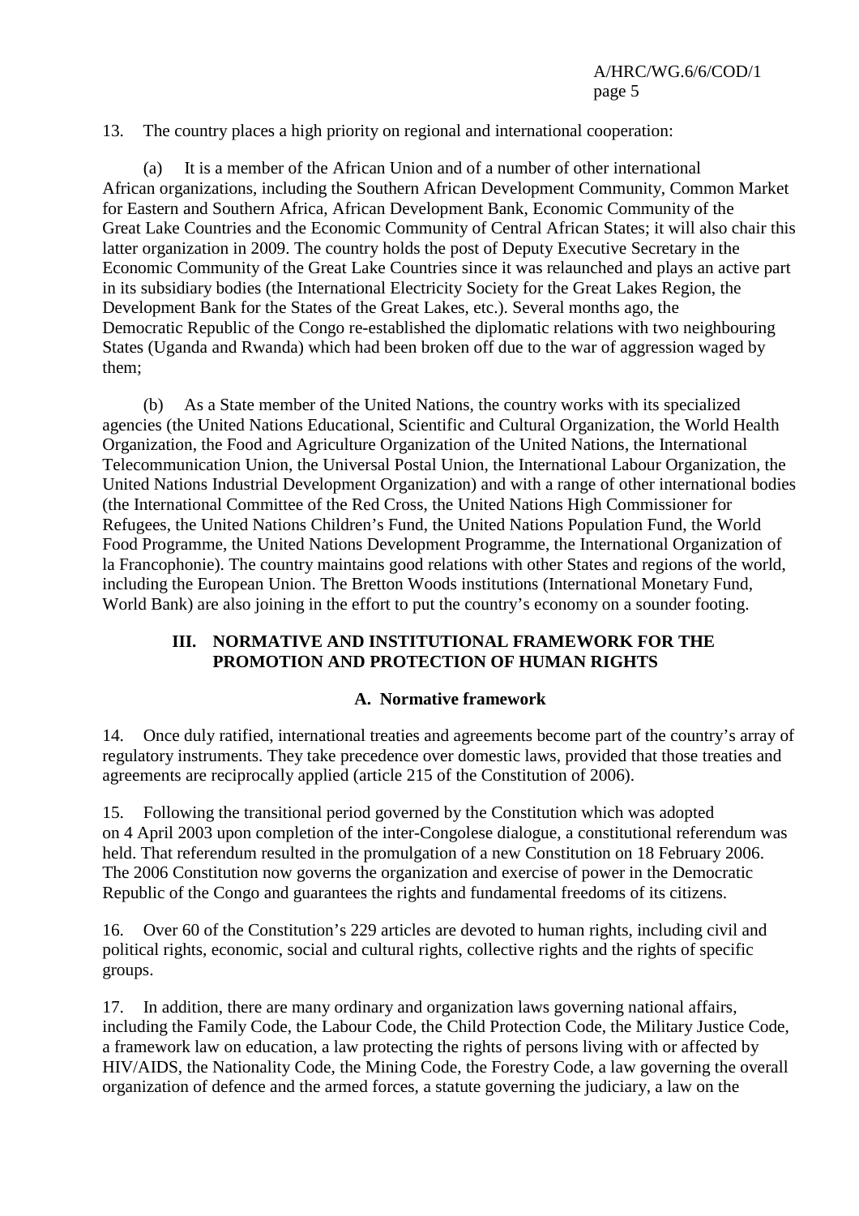13. The country places a high priority on regional and international cooperation:

(a) It is a member of the African Union and of a number of other international African organizations, including the Southern African Development Community, Common Market for Eastern and Southern Africa, African Development Bank, Economic Community of the Great Lake Countries and the Economic Community of Central African States; it will also chair this latter organization in 2009. The country holds the post of Deputy Executive Secretary in the Economic Community of the Great Lake Countries since it was relaunched and plays an active part in its subsidiary bodies (the International Electricity Society for the Great Lakes Region, the Development Bank for the States of the Great Lakes, etc.). Several months ago, the Democratic Republic of the Congo re-established the diplomatic relations with two neighbouring States (Uganda and Rwanda) which had been broken off due to the war of aggression waged by them;

(b) As a State member of the United Nations, the country works with its specialized agencies (the United Nations Educational, Scientific and Cultural Organization, the World Health Organization, the Food and Agriculture Organization of the United Nations, the International Telecommunication Union, the Universal Postal Union, the International Labour Organization, the United Nations Industrial Development Organization) and with a range of other international bodies (the International Committee of the Red Cross, the United Nations High Commissioner for Refugees, the United Nations Children's Fund, the United Nations Population Fund, the World Food Programme, the United Nations Development Programme, the International Organization of la Francophonie). The country maintains good relations with other States and regions of the world, including the European Union. The Bretton Woods institutions (International Monetary Fund, World Bank) are also joining in the effort to put the country's economy on a sounder footing.

## III. NORMATIVE AND INSTITUTIONAL FRAMEWORK FOR THE PROMOTION AND PROTECTION OF HUMAN RIGHTS

### A. Normative framework

14. Once duly ratified, international treaties and agreements become part of the country's array of regulatory instruments. They take precedence over domestic laws, provided that those treaties and agreements are reciprocally applied (article 215 of the Constitution of 2006).

15. Following the transitional period governed by the Constitution which was adopted on 4 April 2003 upon completion of the inter-Congolese dialogue, a constitutional referendum was held. That referendum resulted in the promulgation of a new Constitution on 18 February 2006. The 2006 Constitution now governs the organization and exercise of power in the Democratic Republic of the Congo and guarantees the rights and fundamental freedoms of its citizens.

16. Over 60 of the Constitution's 229 articles are devoted to human rights, including civil and political rights, economic, social and cultural rights, collective rights and the rights of specific groups.

17. In addition, there are many ordinary and organization laws governing national affairs, including the Family Code, the Labour Code, the Child Protection Code, the Military Justice Code, a framework law on education, a law protecting the rights of persons living with or affected by HIV/AIDS, the Nationality Code, the Mining Code, the Forestry Code, a law governing the overall organization of defence and the armed forces, a statute governing the judiciary, a law on the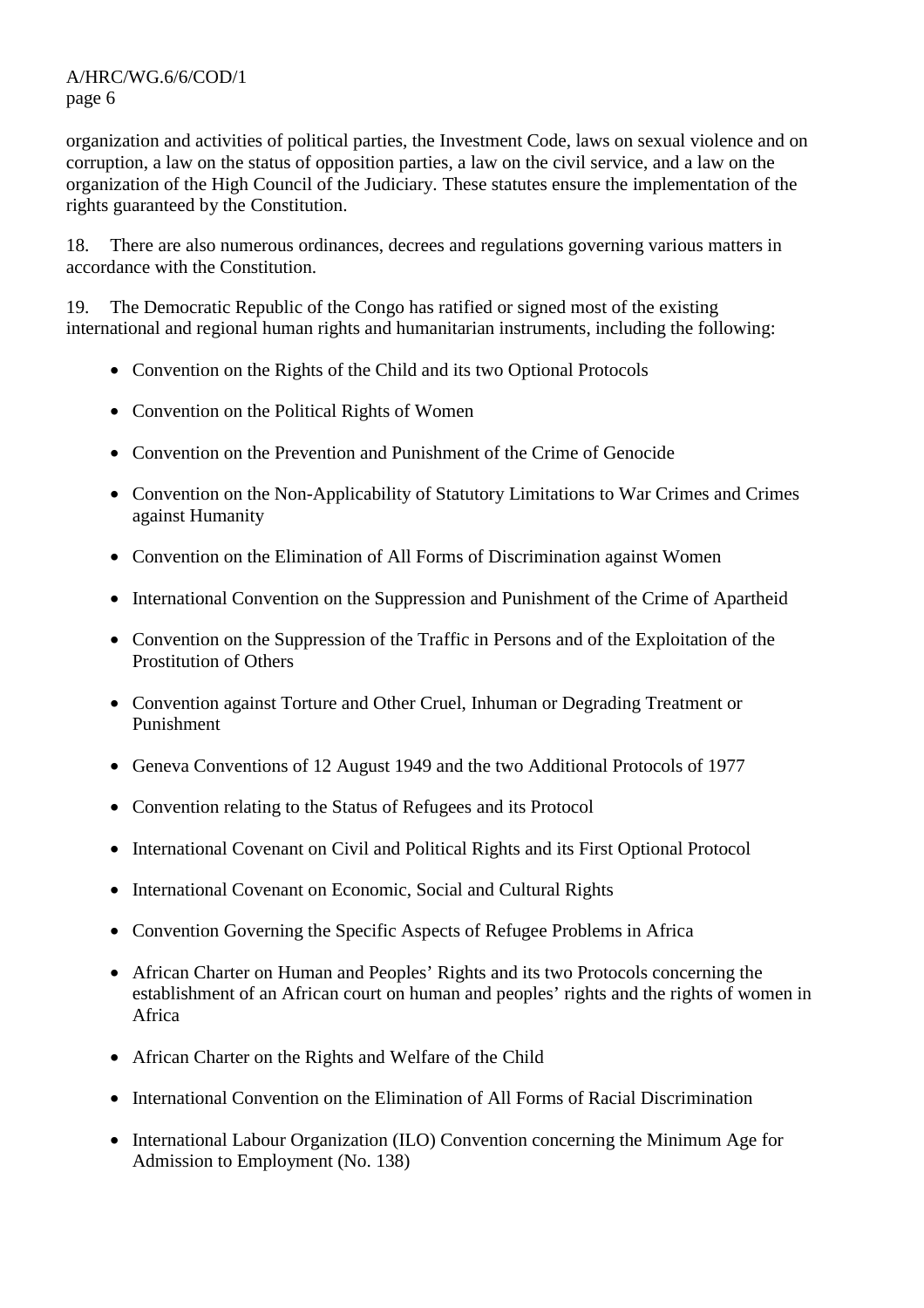organization and activities of political parties, the Investment Code, laws on sexual violence and on corruption, a law on the status of opposition parties, a law on the civil service, and a law on the organization of the High Council of the Judiciary. These statutes ensure the implementation of the rights guaranteed by the Constitution.

18. There are also numerous ordinances, decrees and regulations governing various matters in accordance with the Constitution.

19. The Democratic Republic of the Congo has ratified or signed most of the existing international and regional human rights and humanitarian instruments, including the following:

- Convention on the Rights of the Child and its two Optional Protocols
- Convention on the Political Rights of Women
- Convention on the Prevention and Punishment of the Crime of Genocide
- Convention on the Non-Applicability of Statutory Limitations to War Crimes and Crimes against Humanity
- Convention on the Elimination of All Forms of Discrimination against Women
- International Convention on the Suppression and Punishment of the Crime of Apartheid
- Convention on the Suppression of the Traffic in Persons and of the Exploitation of the Prostitution of Others
- Convention against Torture and Other Cruel, Inhuman or Degrading Treatment or Punishment
- Geneva Conventions of 12 August 1949 and the two Additional Protocols of 1977
- Convention relating to the Status of Refugees and its Protocol
- International Covenant on Civil and Political Rights and its First Optional Protocol
- International Covenant on Economic, Social and Cultural Rights
- Convention Governing the Specific Aspects of Refugee Problems in Africa
- African Charter on Human and Peoples' Rights and its two Protocols concerning the establishment of an African court on human and peoples' rights and the rights of women in Africa
- African Charter on the Rights and Welfare of the Child
- International Convention on the Elimination of All Forms of Racial Discrimination
- International Labour Organization (ILO) Convention concerning the Minimum Age for Admission to Employment (No. 138)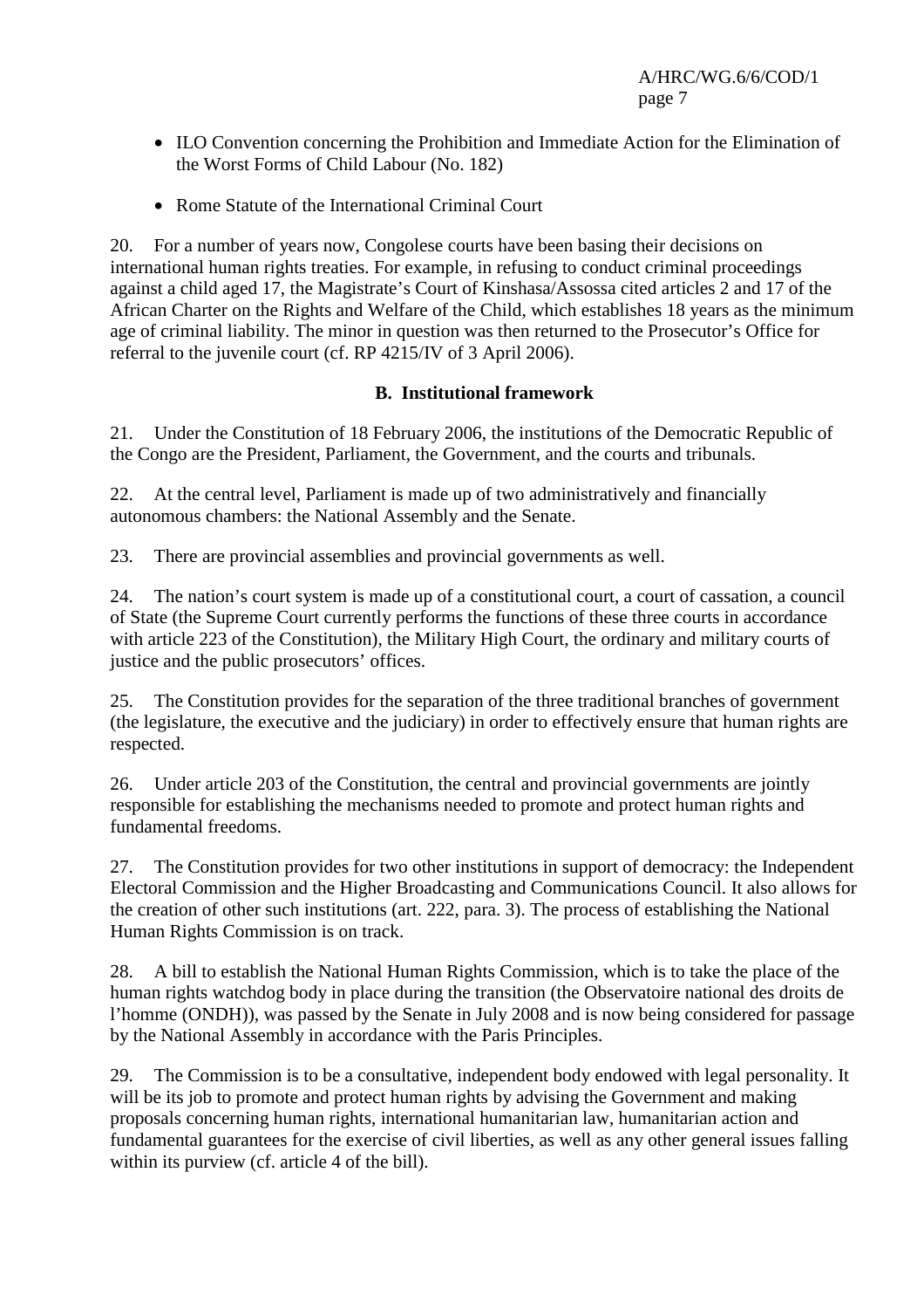- ILO Convention concerning the Prohibition and Immediate Action for the Elimination of the Worst Forms of Child Labour (No. 182)

- Rome Statute of the International Criminal Court

20. For a number of years now, Congolese courts have been basing their decisions on international human rights treaties. For example, in refusing to conduct criminal proceedings against a child aged 17, the Magistrate's Court of Kinshasa/Assossa cited articles 2 and 17 of the African Charter on the Rights and Welfare of the Child, which establishes 18 years as the minimum age of criminal liability. The minor in question was then returned to the Prosecutor's Office for referral to the juvenile court (cf. RP 4215/IV of 3 April 2006).

### B. Institutional framework

21. Under the Constitution of 18 February 2006, the institutions of the Democratic Republic of the Congo are the President, Parliament, the Government, and the courts and tribunals.

22. At the central level, Parliament is made up of two administratively and financially autonomous chambers: the National Assembly and the Senate.

23. There are provincial assemblies and provincial governments as well.

24. The nation's court system is made up of a constitutional court, a court of cassation, a council of State (the Supreme Court currently performs the functions of these three courts in accordance with article 223 of the Constitution), the Military High Court, the ordinary and military courts of justice and the public prosecutors' offices.

25. The Constitution provides for the separation of the three traditional branches of government (the legislature, the executive and the judiciary) in order to effectively ensure that human rights are respected.

26. Under article 203 of the Constitution, the central and provincial governments are jointly responsible for establishing the mechanisms needed to promote and protect human rights and fundamental freedoms.

27. The Constitution provides for two other institutions in support of democracy: the Independent Electoral Commission and the Higher Broadcasting and Communications Council. It also allows for the creation of other such institutions (art. 222, para. 3). The process of establishing the National Human Rights Commission is on track.

28. A bill to establish the National Human Rights Commission, which is to take the place of the human rights watchdog body in place during the transition (the Observatoire national des droits de l'homme (ONDH)), was passed by the Senate in July 2008 and is now being considered for passage by the National Assembly in accordance with the Paris Principles.

29. The Commission is to be a consultative, independent body endowed with legal personality. It will be its job to promote and protect human rights by advising the Government and making proposals concerning human rights, international humanitarian law, humanitarian action and fundamental guarantees for the exercise of civil liberties, as well as any other general issues falling within its purview (cf. article 4 of the bill).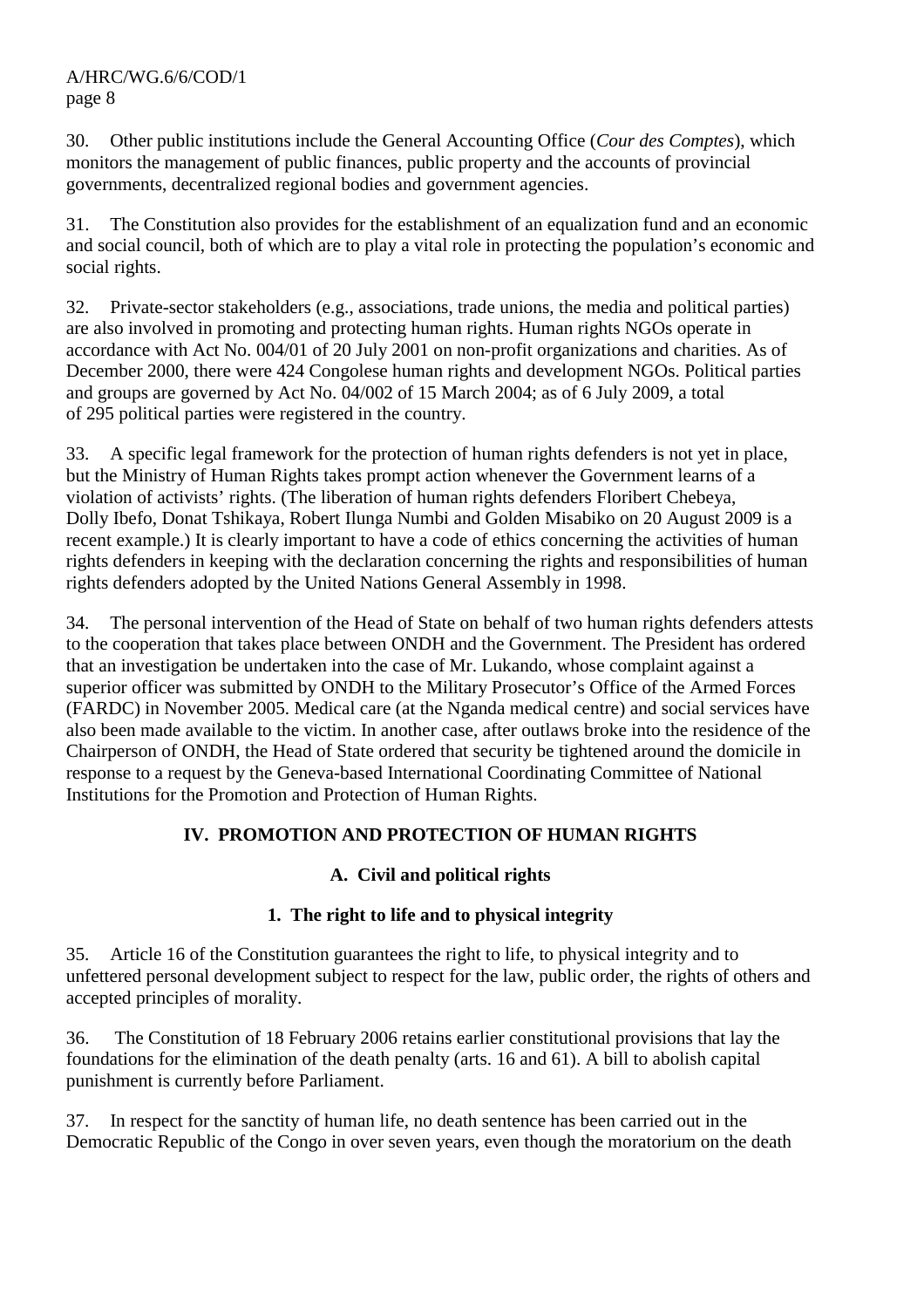30. Other public institutions include the General Accounting Office (*Cour des Comptes*), which monitors the management of public finances, public property and the accounts of provincial governments, decentralized regional bodies and government agencies.

31. The Constitution also provides for the establishment of an equalization fund and an economic and social council, both of which are to play a vital role in protecting the population's economic and social rights.

32. Private-sector stakeholders (e.g., associations, trade unions, the media and political parties) are also involved in promoting and protecting human rights. Human rights NGOs operate in accordance with Act No. 004/01 of 20 July 2001 on non-profit organizations and charities. As of December 2000, there were 424 Congolese human rights and development NGOs. Political parties and groups are governed by Act No. 04/002 of 15 March 2004; as of 6 July 2009, a total of 295 political parties were registered in the country.

33. A specific legal framework for the protection of human rights defenders is not yet in place, but the Ministry of Human Rights takes prompt action whenever the Government learns of a violation of activists' rights. (The liberation of human rights defenders Floribert Chebeya, Dolly Ibefo, Donat Tshikaya, Robert Ilunga Numbi and Golden Misabiko on 20 August 2009 is a recent example.) It is clearly important to have a code of ethics concerning the activities of human rights defenders in keeping with the declaration concerning the rights and responsibilities of human rights defenders adopted by the United Nations General Assembly in 1998.

34. The personal intervention of the Head of State on behalf of two human rights defenders attests to the cooperation that takes place between ONDH and the Government. The President has ordered that an investigation be undertaken into the case of Mr. Lukando, whose complaint against a superior officer was submitted by ONDH to the Military Prosecutor's Office of the Armed Forces (FARDC) in November 2005. Medical care (at the Nganda medical centre) and social services have also been made available to the victim. In another case, after outlaws broke into the residence of the Chairperson of ONDH, the Head of State ordered that security be tightened around the domicile in response to a request by the Geneva-based International Coordinating Committee of National Institutions for the Promotion and Protection of Human Rights.

## IV. PROMOTION AND PROTECTION OF HUMAN RIGHTS

### A. Civil and political rights

#### 1. The right to life and to physical integrity

35. Article 16 of the Constitution guarantees the right to life, to physical integrity and to unfettered personal development subject to respect for the law, public order, the rights of others and accepted principles of morality.

36. The Constitution of 18 February 2006 retains earlier constitutional provisions that lay the foundations for the elimination of the death penalty (arts. 16 and 61). A bill to abolish capital punishment is currently before Parliament.

37. In respect for the sanctity of human life, no death sentence has been carried out in the Democratic Republic of the Congo in over seven years, even though the moratorium on the death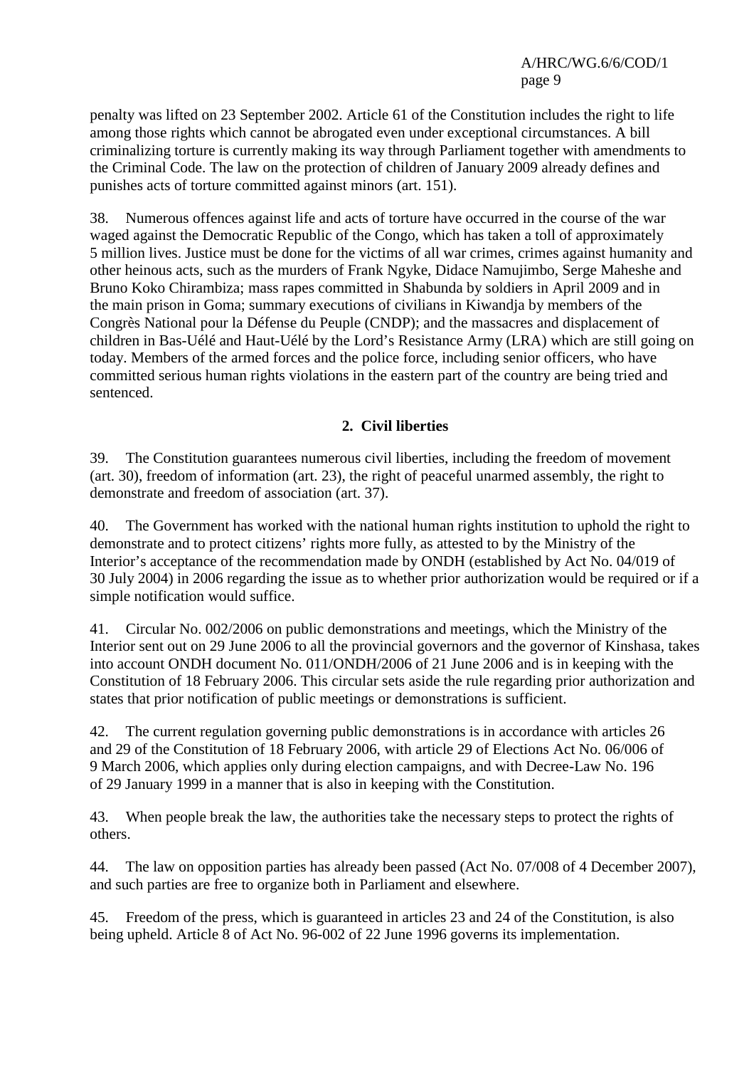penalty was lifted on 23 September 2002. Article 61 of the Constitution includes the right to life among those rights which cannot be abrogated even under exceptional circumstances. A bill criminalizing torture is currently making its way through Parliament together with amendments to the Criminal Code. The law on the protection of children of January 2009 already defines and punishes acts of torture committed against minors (art. 151).

38. Numerous offences against life and acts of torture have occurred in the course of the war waged against the Democratic Republic of the Congo, which has taken a toll of approximately 5 million lives. Justice must be done for the victims of all war crimes, crimes against humanity and other heinous acts, such as the murders of Frank Ngyke, Didace Namujimbo, Serge Maheshe and Bruno Koko Chirambiza; mass rapes committed in Shabunda by soldiers in April 2009 and in the main prison in Goma; summary executions of civilians in Kiwandja by members of the Congrès National pour la Défense du Peuple (CNDP); and the massacres and displacement of children in Bas-Uélé and Haut-Uélé by the Lord's Resistance Army (LRA) which are still going on today. Members of the armed forces and the police force, including senior officers, who have committed serious human rights violations in the eastern part of the country are being tried and sentenced.

### 2. Civil liberties

39. The Constitution guarantees numerous civil liberties, including the freedom of movement (art. 30), freedom of information (art. 23), the right of peaceful unarmed assembly, the right to demonstrate and freedom of association (art. 37).

40. The Government has worked with the national human rights institution to uphold the right to demonstrate and to protect citizens' rights more fully, as attested to by the Ministry of the Interior's acceptance of the recommendation made by ONDH (established by Act No. 04/019 of 30 July 2004) in 2006 regarding the issue as to whether prior authorization would be required or if a simple notification would suffice.

41. Circular No. 002/2006 on public demonstrations and meetings, which the Ministry of the Interior sent out on 29 June 2006 to all the provincial governors and the governor of Kinshasa, takes into account ONDH document No. 011/ONDH/2006 of 21 June 2006 and is in keeping with the Constitution of 18 February 2006. This circular sets aside the rule regarding prior authorization and states that prior notification of public meetings or demonstrations is sufficient.

42. The current regulation governing public demonstrations is in accordance with articles 26 and 29 of the Constitution of 18 February 2006, with article 29 of Elections Act No. 06/006 of 9 March 2006, which applies only during election campaigns, and with Decree-Law No. 196 of 29 January 1999 in a manner that is also in keeping with the Constitution.

43. When people break the law, the authorities take the necessary steps to protect the rights of others.

44. The law on opposition parties has already been passed (Act No. 07/008 of 4 December 2007), and such parties are free to organize both in Parliament and elsewhere.

45. Freedom of the press, which is guaranteed in articles 23 and 24 of the Constitution, is also being upheld. Article 8 of Act No. 96-002 of 22 June 1996 governs its implementation.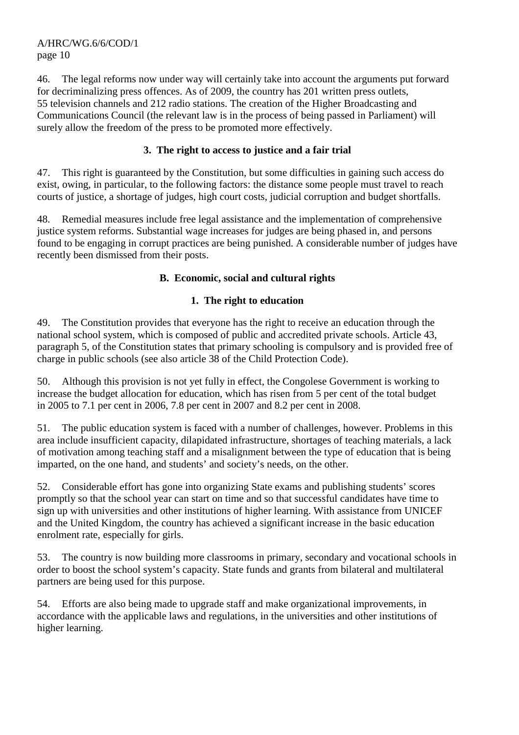46. The legal reforms now under way will certainly take into account the arguments put forward for decriminalizing press offences. As of 2009, the country has 201 written press outlets, 55 television channels and 212 radio stations. The creation of the Higher Broadcasting and Communications Council (the relevant law is in the process of being passed in Parliament) will surely allow the freedom of the press to be promoted more effectively.

### 3. The right to access to justice and a fair trial

47. This right is guaranteed by the Constitution, but some difficulties in gaining such access do exist, owing, in particular, to the following factors: the distance some people must travel to reach courts of justice, a shortage of judges, high court costs, judicial corruption and budget shortfalls.

48. Remedial measures include free legal assistance and the implementation of comprehensive justice system reforms. Substantial wage increases for judges are being phased in, and persons found to be engaging in corrupt practices are being punished. A considerable number of judges have recently been dismissed from their posts.

## B. Economic, social and cultural rights

### 1. The right to education

49. The Constitution provides that everyone has the right to receive an education through the national school system, which is composed of public and accredited private schools. Article 43, paragraph 5, of the Constitution states that primary schooling is compulsory and is provided free of charge in public schools (see also article 38 of the Child Protection Code).

50. Although this provision is not yet fully in effect, the Congolese Government is working to increase the budget allocation for education, which has risen from 5 per cent of the total budget in 2005 to 7.1 per cent in 2006, 7.8 per cent in 2007 and 8.2 per cent in 2008.

51. The public education system is faced with a number of challenges, however. Problems in this area include insufficient capacity, dilapidated infrastructure, shortages of teaching materials, a lack of motivation among teaching staff and a misalignment between the type of education that is being imparted, on the one hand, and students' and society's needs, on the other.

52. Considerable effort has gone into organizing State exams and publishing students' scores promptly so that the school year can start on time and so that successful candidates have time to sign up with universities and other institutions of higher learning. With assistance from UNICEF and the United Kingdom, the country has achieved a significant increase in the basic education enrolment rate, especially for girls.

53. The country is now building more classrooms in primary, secondary and vocational schools in order to boost the school system's capacity. State funds and grants from bilateral and multilateral partners are being used for this purpose.

54. Efforts are also being made to upgrade staff and make organizational improvements, in accordance with the applicable laws and regulations, in the universities and other institutions of higher learning.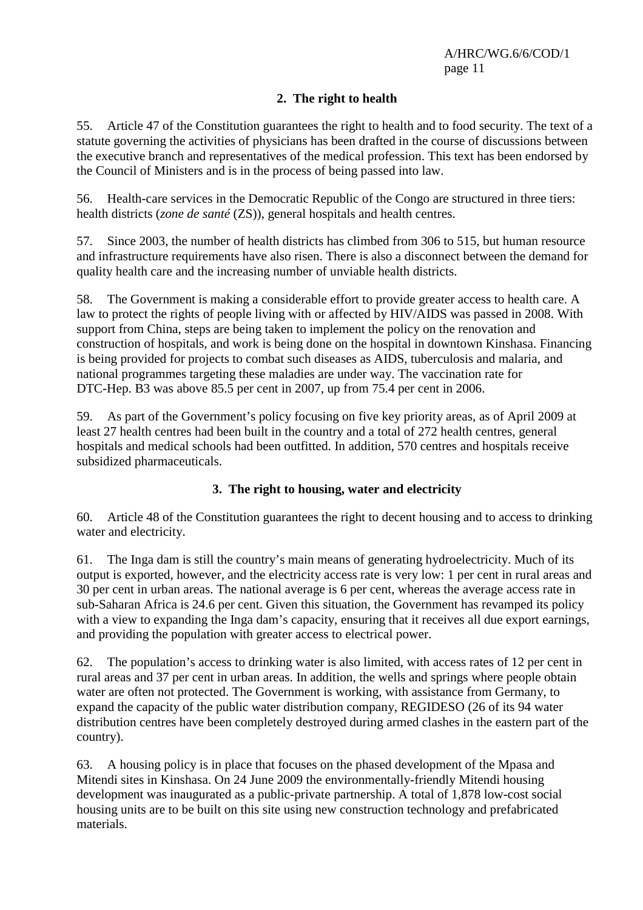## 2. The right to health

55. Article 47 of the Constitution guarantees the right to health and to food security. The text of a statute governing the activities of physicians has been drafted in the course of discussions between the executive branch and representatives of the medical profession. This text has been endorsed by the Council of Ministers and is in the process of being passed into law.

56. Health-care services in the Democratic Republic of the Congo are structured in three tiers: health districts (*zone de santé* (ZS)), general hospitals and health centres.

57. Since 2003, the number of health districts has climbed from 306 to 515, but human resource and infrastructure requirements have also risen. There is also a disconnect between the demand for quality health care and the increasing number of unviable health districts.

58. The Government is making a considerable effort to provide greater access to health care. A law to protect the rights of people living with or affected by HIV/AIDS was passed in 2008. With support from China, steps are being taken to implement the policy on the renovation and construction of hospitals, and work is being done on the hospital in downtown Kinshasa. Financing is being provided for projects to combat such diseases as AIDS, tuberculosis and malaria, and national programmes targeting these maladies are under way. The vaccination rate for DTC-Hep. B3 was above 85.5 per cent in 2007, up from 75.4 per cent in 2006.

59. As part of the Government's policy focusing on five key priority areas, as of April 2009 at least 27 health centres had been built in the country and a total of 272 health centres, general hospitals and medical schools had been outfitted. In addition, 570 centres and hospitals receive subsidized pharmaceuticals.

## 3. The right to housing, water and electricity

60. Article 48 of the Constitution guarantees the right to decent housing and to access to drinking water and electricity.

61. The Inga dam is still the country's main means of generating hydroelectricity. Much of its output is exported, however, and the electricity access rate is very low: 1 per cent in rural areas and 30 per cent in urban areas. The national average is 6 per cent, whereas the average access rate in sub-Saharan Africa is 24.6 per cent. Given this situation, the Government has revamped its policy with a view to expanding the Inga dam's capacity, ensuring that it receives all due export earnings, and providing the population with greater access to electrical power.

62. The population's access to drinking water is also limited, with access rates of 12 per cent in rural areas and 37 per cent in urban areas. In addition, the wells and springs where people obtain water are often not protected. The Government is working, with assistance from Germany, to expand the capacity of the public water distribution company, REGIDESO (26 of its 94 water distribution centres have been completely destroyed during armed clashes in the eastern part of the country).

63. A housing policy is in place that focuses on the phased development of the Mpasa and Mitendi sites in Kinshasa. On 24 June 2009 the environmentally-friendly Mitendi housing development was inaugurated as a public-private partnership. A total of 1,878 low-cost social housing units are to be built on this site using new construction technology and prefabricated materials.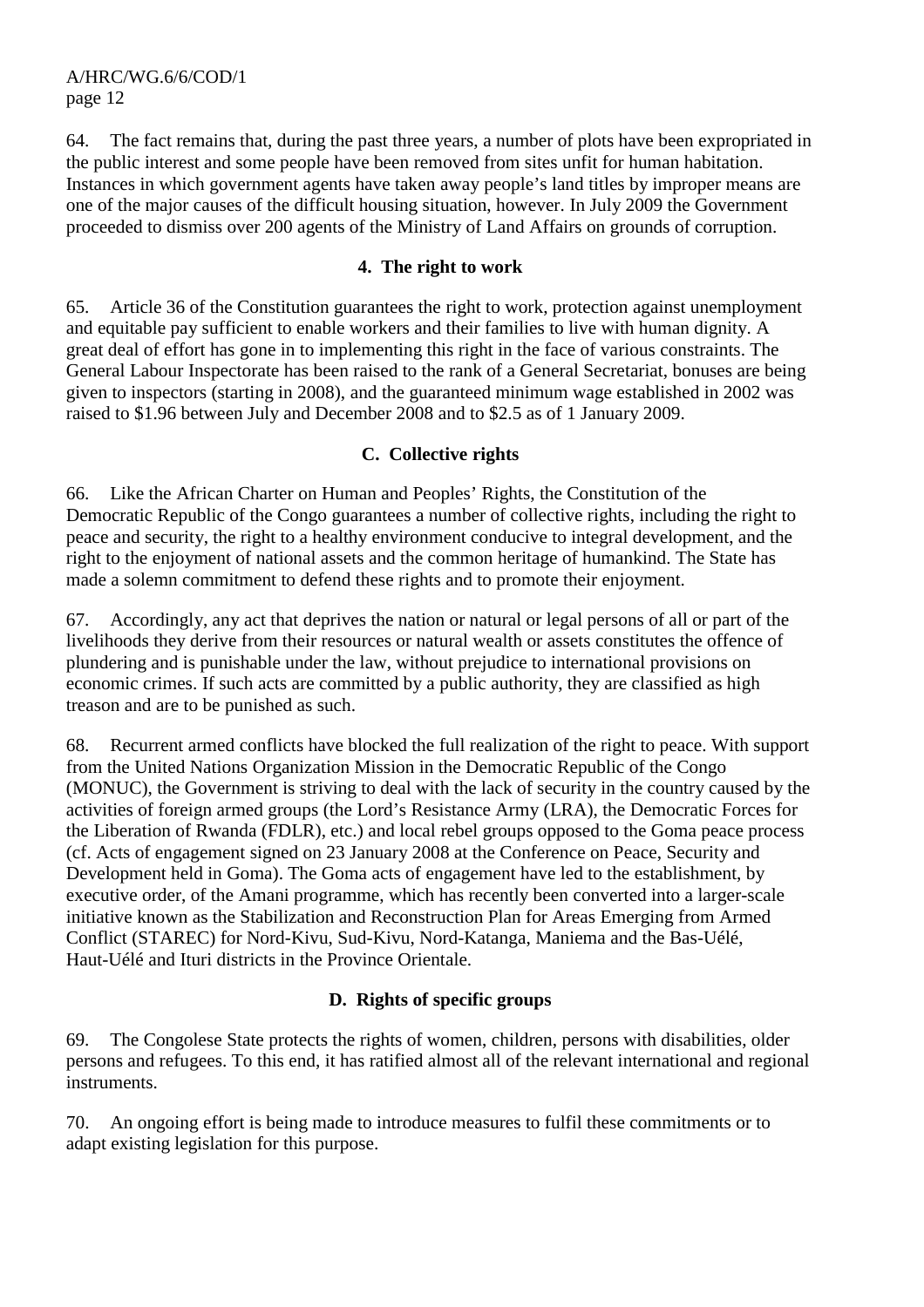64. The fact remains that, during the past three years, a number of plots have been expropriated in the public interest and some people have been removed from sites unfit for human habitation. Instances in which government agents have taken away people's land titles by improper means are one of the major causes of the difficult housing situation, however. In July 2009 the Government proceeded to dismiss over 200 agents of the Ministry of Land Affairs on grounds of corruption.

### 4. The right to work

65. Article 36 of the Constitution guarantees the right to work, protection against unemployment and equitable pay sufficient to enable workers and their families to live with human dignity. A great deal of effort has gone in to implementing this right in the face of various constraints. The General Labour Inspectorate has been raised to the rank of a General Secretariat, bonuses are being given to inspectors (starting in 2008), and the guaranteed minimum wage established in 2002 was raised to $1.96 between July and December 2008 and to $2.5 as of 1 January 2009.

## C. Collective rights

66. Like the African Charter on Human and Peoples' Rights, the Constitution of the Democratic Republic of the Congo guarantees a number of collective rights, including the right to peace and security, the right to a healthy environment conducive to integral development, and the right to the enjoyment of national assets and the common heritage of humankind. The State has made a solemn commitment to defend these rights and to promote their enjoyment.

67. Accordingly, any act that deprives the nation or natural or legal persons of all or part of the livelihoods they derive from their resources or natural wealth or assets constitutes the offence of plundering and is punishable under the law, without prejudice to international provisions on economic crimes. If such acts are committed by a public authority, they are classified as high treason and are to be punished as such.

68. Recurrent armed conflicts have blocked the full realization of the right to peace. With support from the United Nations Organization Mission in the Democratic Republic of the Congo (MONUC), the Government is striving to deal with the lack of security in the country caused by the activities of foreign armed groups (the Lord's Resistance Army (LRA), the Democratic Forces for the Liberation of Rwanda (FDLR), etc.) and local rebel groups opposed to the Goma peace process (cf. Acts of engagement signed on 23 January 2008 at the Conference on Peace, Security and Development held in Goma). The Goma acts of engagement have led to the establishment, by executive order, of the Amani programme, which has recently been converted into a larger-scale initiative known as the Stabilization and Reconstruction Plan for Areas Emerging from Armed Conflict (STAREC) for Nord-Kivu, Sud-Kivu, Nord-Katanga, Maniema and the Bas-Uélé, Haut-Uélé and Ituri districts in the Province Orientale.

## D. Rights of specific groups

69. The Congolese State protects the rights of women, children, persons with disabilities, older persons and refugees. To this end, it has ratified almost all of the relevant international and regional instruments.

70. An ongoing effort is being made to introduce measures to fulfil these commitments or to adapt existing legislation for this purpose.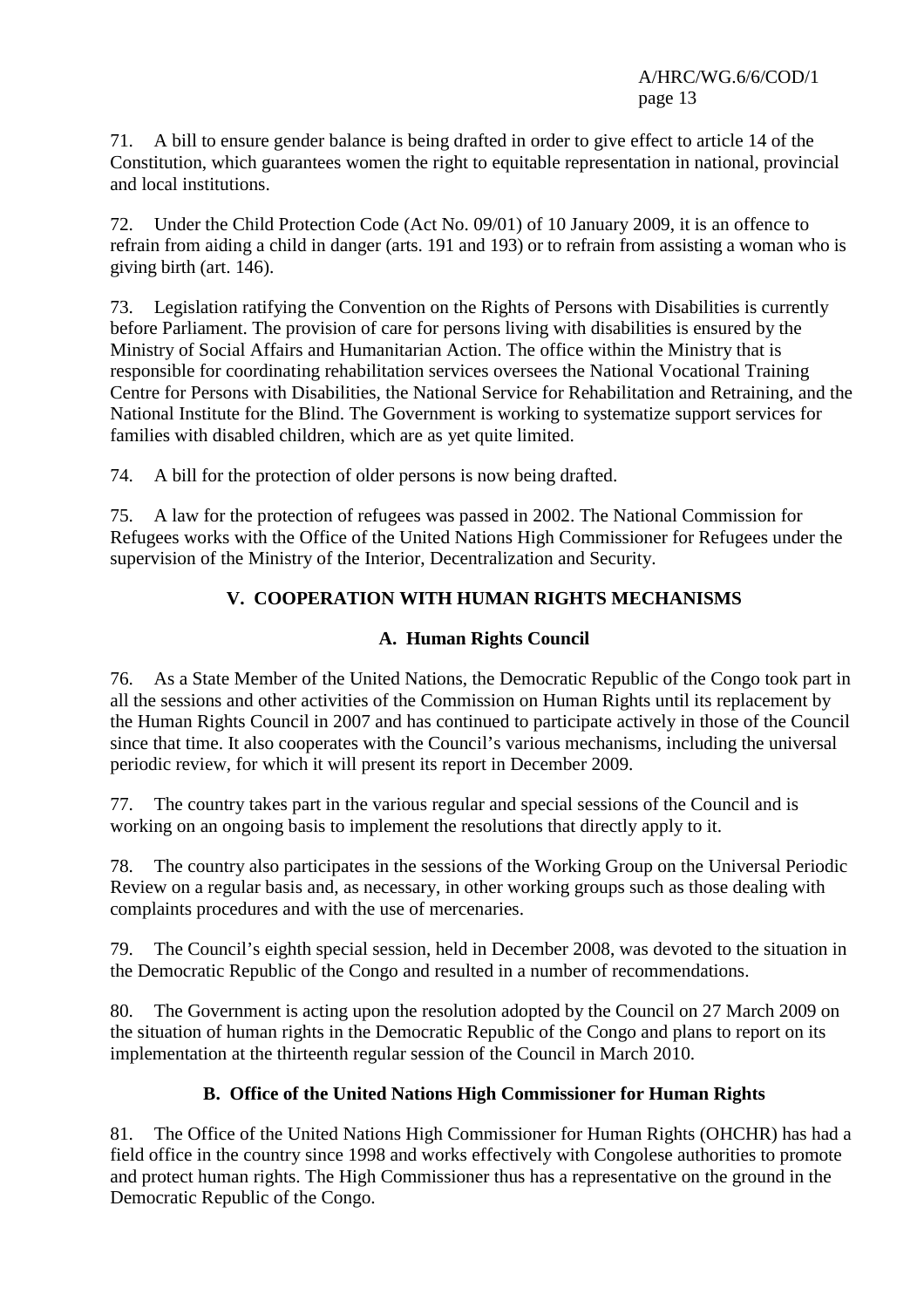71. A bill to ensure gender balance is being drafted in order to give effect to article 14 of the Constitution, which guarantees women the right to equitable representation in national, provincial and local institutions.

72. Under the Child Protection Code (Act No. 09/01) of 10 January 2009, it is an offence to refrain from aiding a child in danger (arts. 191 and 193) or to refrain from assisting a woman who is giving birth (art. 146).

73. Legislation ratifying the Convention on the Rights of Persons with Disabilities is currently before Parliament. The provision of care for persons living with disabilities is ensured by the Ministry of Social Affairs and Humanitarian Action. The office within the Ministry that is responsible for coordinating rehabilitation services oversees the National Vocational Training Centre for Persons with Disabilities, the National Service for Rehabilitation and Retraining, and the National Institute for the Blind. The Government is working to systematize support services for families with disabled children, which are as yet quite limited.

74. A bill for the protection of older persons is now being drafted.

75. A law for the protection of refugees was passed in 2002. The National Commission for Refugees works with the Office of the United Nations High Commissioner for Refugees under the supervision of the Ministry of the Interior, Decentralization and Security.

## V. COOPERATION WITH HUMAN RIGHTS MECHANISMS

### A. Human Rights Council

76. As a State Member of the United Nations, the Democratic Republic of the Congo took part in all the sessions and other activities of the Commission on Human Rights until its replacement by the Human Rights Council in 2007 and has continued to participate actively in those of the Council since that time. It also cooperates with the Council's various mechanisms, including the universal periodic review, for which it will present its report in December 2009.

77. The country takes part in the various regular and special sessions of the Council and is working on an ongoing basis to implement the resolutions that directly apply to it.

78. The country also participates in the sessions of the Working Group on the Universal Periodic Review on a regular basis and, as necessary, in other working groups such as those dealing with complaints procedures and with the use of mercenaries.

79. The Council's eighth special session, held in December 2008, was devoted to the situation in the Democratic Republic of the Congo and resulted in a number of recommendations.

80. The Government is acting upon the resolution adopted by the Council on 27 March 2009 on the situation of human rights in the Democratic Republic of the Congo and plans to report on its implementation at the thirteenth regular session of the Council in March 2010.

### B. Office of the United Nations High Commissioner for Human Rights

81. The Office of the United Nations High Commissioner for Human Rights (OHCHR) has had a field office in the country since 1998 and works effectively with Congolese authorities to promote and protect human rights. The High Commissioner thus has a representative on the ground in the Democratic Republic of the Congo.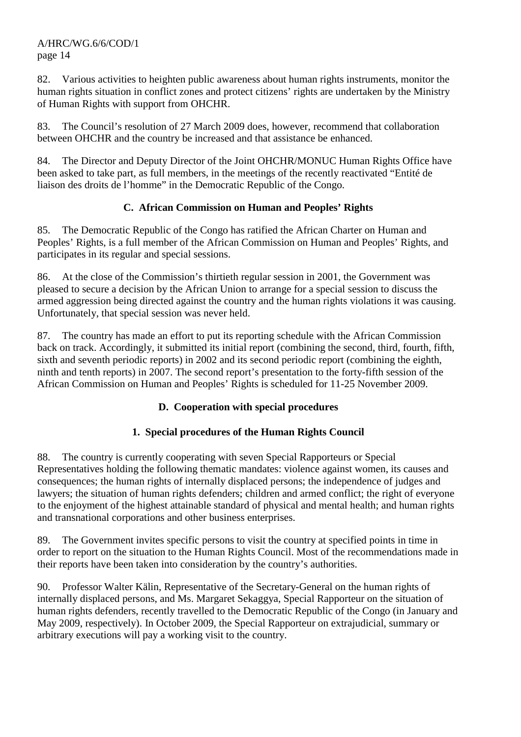82. Various activities to heighten public awareness about human rights instruments, monitor the human rights situation in conflict zones and protect citizens' rights are undertaken by the Ministry of Human Rights with support from OHCHR.

83. The Council's resolution of 27 March 2009 does, however, recommend that collaboration between OHCHR and the country be increased and that assistance be enhanced.

84. The Director and Deputy Director of the Joint OHCHR/MONUC Human Rights Office have been asked to take part, as full members, in the meetings of the recently reactivated "Entité de liaison des droits de l'homme" in the Democratic Republic of the Congo.

### C. African Commission on Human and Peoples' Rights

85. The Democratic Republic of the Congo has ratified the African Charter on Human and Peoples' Rights, is a full member of the African Commission on Human and Peoples' Rights, and participates in its regular and special sessions.

86. At the close of the Commission's thirtieth regular session in 2001, the Government was pleased to secure a decision by the African Union to arrange for a special session to discuss the armed aggression being directed against the country and the human rights violations it was causing. Unfortunately, that special session was never held.

87. The country has made an effort to put its reporting schedule with the African Commission back on track. Accordingly, it submitted its initial report (combining the second, third, fourth, fifth, sixth and seventh periodic reports) in 2002 and its second periodic report (combining the eighth, ninth and tenth reports) in 2007. The second report's presentation to the forty-fifth session of the African Commission on Human and Peoples' Rights is scheduled for 11-25 November 2009.

### D. Cooperation with special procedures

#### 1. Special procedures of the Human Rights Council

88. The country is currently cooperating with seven Special Rapporteurs or Special Representatives holding the following thematic mandates: violence against women, its causes and consequences; the human rights of internally displaced persons; the independence of judges and lawyers; the situation of human rights defenders; children and armed conflict; the right of everyone to the enjoyment of the highest attainable standard of physical and mental health; and human rights and transnational corporations and other business enterprises.

89. The Government invites specific persons to visit the country at specified points in time in order to report on the situation to the Human Rights Council. Most of the recommendations made in their reports have been taken into consideration by the country's authorities.

90. Professor Walter Kälin, Representative of the Secretary-General on the human rights of internally displaced persons, and Ms. Margaret Sekaggya, Special Rapporteur on the situation of human rights defenders, recently travelled to the Democratic Republic of the Congo (in January and May 2009, respectively). In October 2009, the Special Rapporteur on extrajudicial, summary or arbitrary executions will pay a working visit to the country.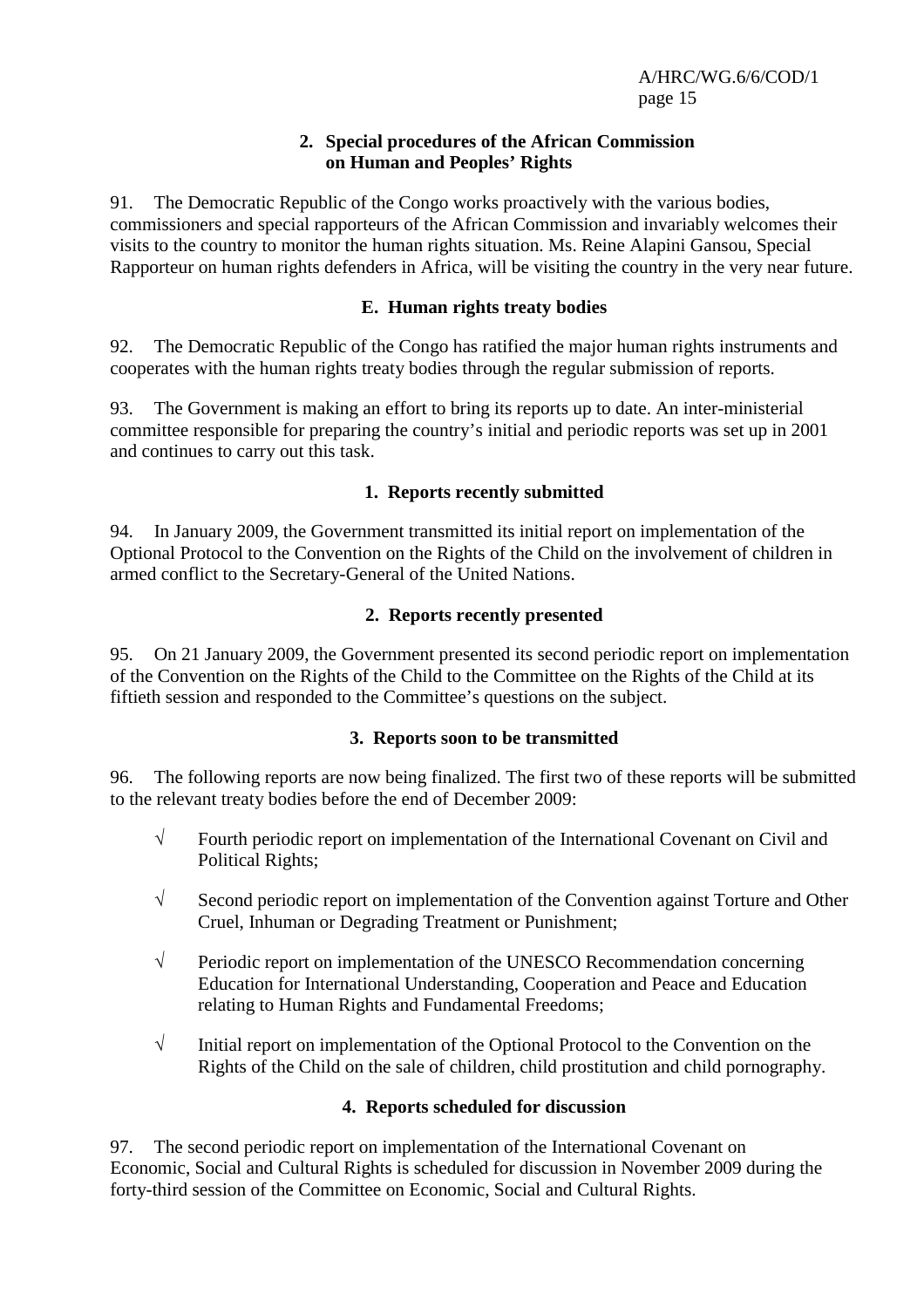### 2. Special procedures of the African Commission on Human and Peoples' Rights

91. The Democratic Republic of the Congo works proactively with the various bodies, commissioners and special rapporteurs of the African Commission and invariably welcomes their visits to the country to monitor the human rights situation. Ms. Reine Alapini Gansou, Special Rapporteur on human rights defenders in Africa, will be visiting the country in the very near future.

## E. Human rights treaty bodies

92. The Democratic Republic of the Congo has ratified the major human rights instruments and cooperates with the human rights treaty bodies through the regular submission of reports.

93. The Government is making an effort to bring its reports up to date. An inter-ministerial committee responsible for preparing the country's initial and periodic reports was set up in 2001 and continues to carry out this task.

### 1. Reports recently submitted

94. In January 2009, the Government transmitted its initial report on implementation of the Optional Protocol to the Convention on the Rights of the Child on the involvement of children in armed conflict to the Secretary-General of the United Nations.

### 2. Reports recently presented

95. On 21 January 2009, the Government presented its second periodic report on implementation of the Convention on the Rights of the Child to the Committee on the Rights of the Child at its fiftieth session and responded to the Committee's questions on the subject.

### 3. Reports soon to be transmitted

96. The following reports are now being finalized. The first two of these reports will be submitted to the relevant treaty bodies before the end of December 2009:

- √ Fourth periodic report on implementation of the International Covenant on Civil and Political Rights;
- √ Second periodic report on implementation of the Convention against Torture and Other Cruel, Inhuman or Degrading Treatment or Punishment;
- √ Periodic report on implementation of the UNESCO Recommendation concerning Education for International Understanding, Cooperation and Peace and Education relating to Human Rights and Fundamental Freedoms;
- √ Initial report on implementation of the Optional Protocol to the Convention on the Rights of the Child on the sale of children, child prostitution and child pornography.

### 4. Reports scheduled for discussion

97. The second periodic report on implementation of the International Covenant on Economic, Social and Cultural Rights is scheduled for discussion in November 2009 during the forty-third session of the Committee on Economic, Social and Cultural Rights.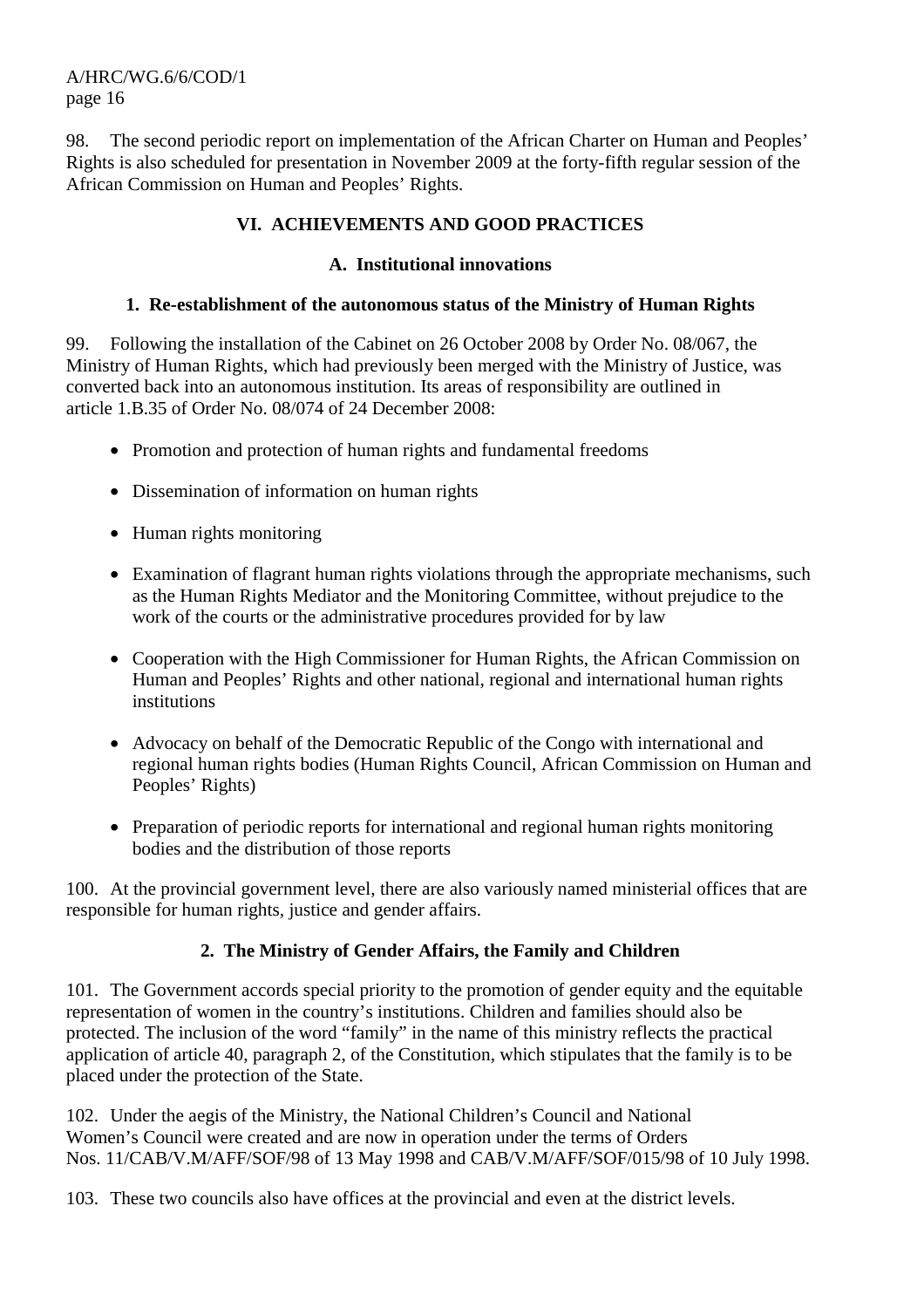98. The second periodic report on implementation of the African Charter on Human and Peoples' Rights is also scheduled for presentation in November 2009 at the forty-fifth regular session of the African Commission on Human and Peoples' Rights.

## VI. ACHIEVEMENTS AND GOOD PRACTICES

### A. Institutional innovations

#### 1. Re-establishment of the autonomous status of the Ministry of Human Rights

99. Following the installation of the Cabinet on 26 October 2008 by Order No. 08/067, the Ministry of Human Rights, which had previously been merged with the Ministry of Justice, was converted back into an autonomous institution. Its areas of responsibility are outlined in article 1.B.35 of Order No. 08/074 of 24 December 2008:

- Promotion and protection of human rights and fundamental freedoms
- Dissemination of information on human rights
- Human rights monitoring
- Examination of flagrant human rights violations through the appropriate mechanisms, such as the Human Rights Mediator and the Monitoring Committee, without prejudice to the work of the courts or the administrative procedures provided for by law
- Cooperation with the High Commissioner for Human Rights, the African Commission on Human and Peoples' Rights and other national, regional and international human rights institutions
- Advocacy on behalf of the Democratic Republic of the Congo with international and regional human rights bodies (Human Rights Council, African Commission on Human and Peoples' Rights)
- Preparation of periodic reports for international and regional human rights monitoring bodies and the distribution of those reports

100. At the provincial government level, there are also variously named ministerial offices that are responsible for human rights, justice and gender affairs.

#### 2. The Ministry of Gender Affairs, the Family and Children

101. The Government accords special priority to the promotion of gender equity and the equitable representation of women in the country's institutions. Children and families should also be protected. The inclusion of the word "family" in the name of this ministry reflects the practical application of article 40, paragraph 2, of the Constitution, which stipulates that the family is to be placed under the protection of the State.

102. Under the aegis of the Ministry, the National Children's Council and National Women's Council were created and are now in operation under the terms of Orders Nos. 11/CAB/V.M/AFF/SOF/98 of 13 May 1998 and CAB/V.M/AFF/SOF/015/98 of 10 July 1998.

103. These two councils also have offices at the provincial and even at the district levels.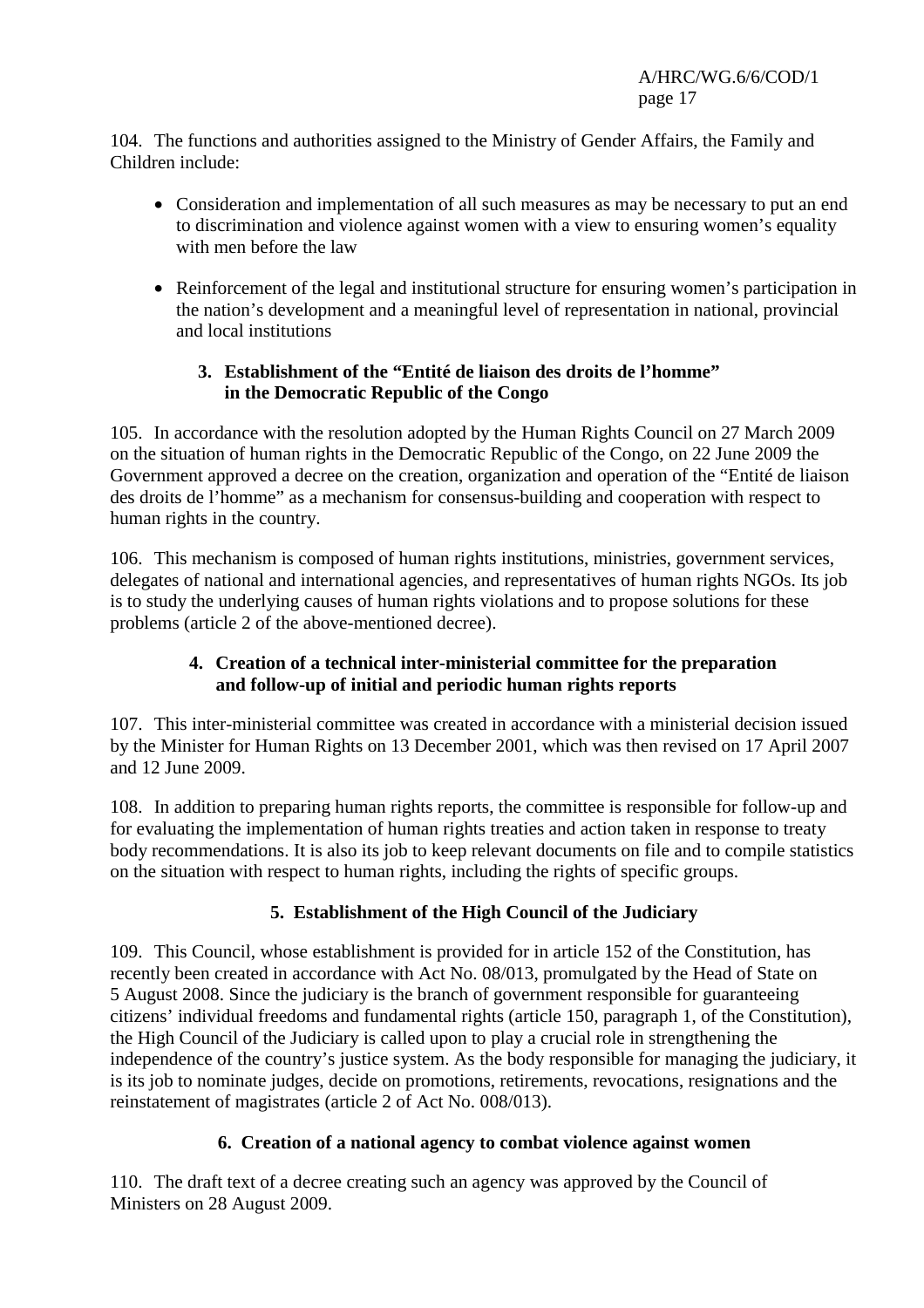104. The functions and authorities assigned to the Ministry of Gender Affairs, the Family and Children include:

- Consideration and implementation of all such measures as may be necessary to put an end to discrimination and violence against women with a view to ensuring women's equality with men before the law
- Reinforcement of the legal and institutional structure for ensuring women's participation in the nation's development and a meaningful level of representation in national, provincial and local institutions

### 3. Establishment of the "Entité de liaison des droits de l'homme" in the Democratic Republic of the Congo

105. In accordance with the resolution adopted by the Human Rights Council on 27 March 2009 on the situation of human rights in the Democratic Republic of the Congo, on 22 June 2009 the Government approved a decree on the creation, organization and operation of the "Entité de liaison des droits de l'homme" as a mechanism for consensus-building and cooperation with respect to human rights in the country.

106. This mechanism is composed of human rights institutions, ministries, government services, delegates of national and international agencies, and representatives of human rights NGOs. Its job is to study the underlying causes of human rights violations and to propose solutions for these problems (article 2 of the above-mentioned decree).

### 4. Creation of a technical inter-ministerial committee for the preparation and follow-up of initial and periodic human rights reports

107. This inter-ministerial committee was created in accordance with a ministerial decision issued by the Minister for Human Rights on 13 December 2001, which was then revised on 17 April 2007 and 12 June 2009.

108. In addition to preparing human rights reports, the committee is responsible for follow-up and for evaluating the implementation of human rights treaties and action taken in response to treaty body recommendations. It is also its job to keep relevant documents on file and to compile statistics on the situation with respect to human rights, including the rights of specific groups.

### 5. Establishment of the High Council of the Judiciary

109. This Council, whose establishment is provided for in article 152 of the Constitution, has recently been created in accordance with Act No. 08/013, promulgated by the Head of State on 5 August 2008. Since the judiciary is the branch of government responsible for guaranteeing citizens' individual freedoms and fundamental rights (article 150, paragraph 1, of the Constitution), the High Council of the Judiciary is called upon to play a crucial role in strengthening the independence of the country's justice system. As the body responsible for managing the judiciary, it is its job to nominate judges, decide on promotions, retirements, revocations, resignations and the reinstatement of magistrates (article 2 of Act No. 008/013).

### 6. Creation of a national agency to combat violence against women

110. The draft text of a decree creating such an agency was approved by the Council of Ministers on 28 August 2009.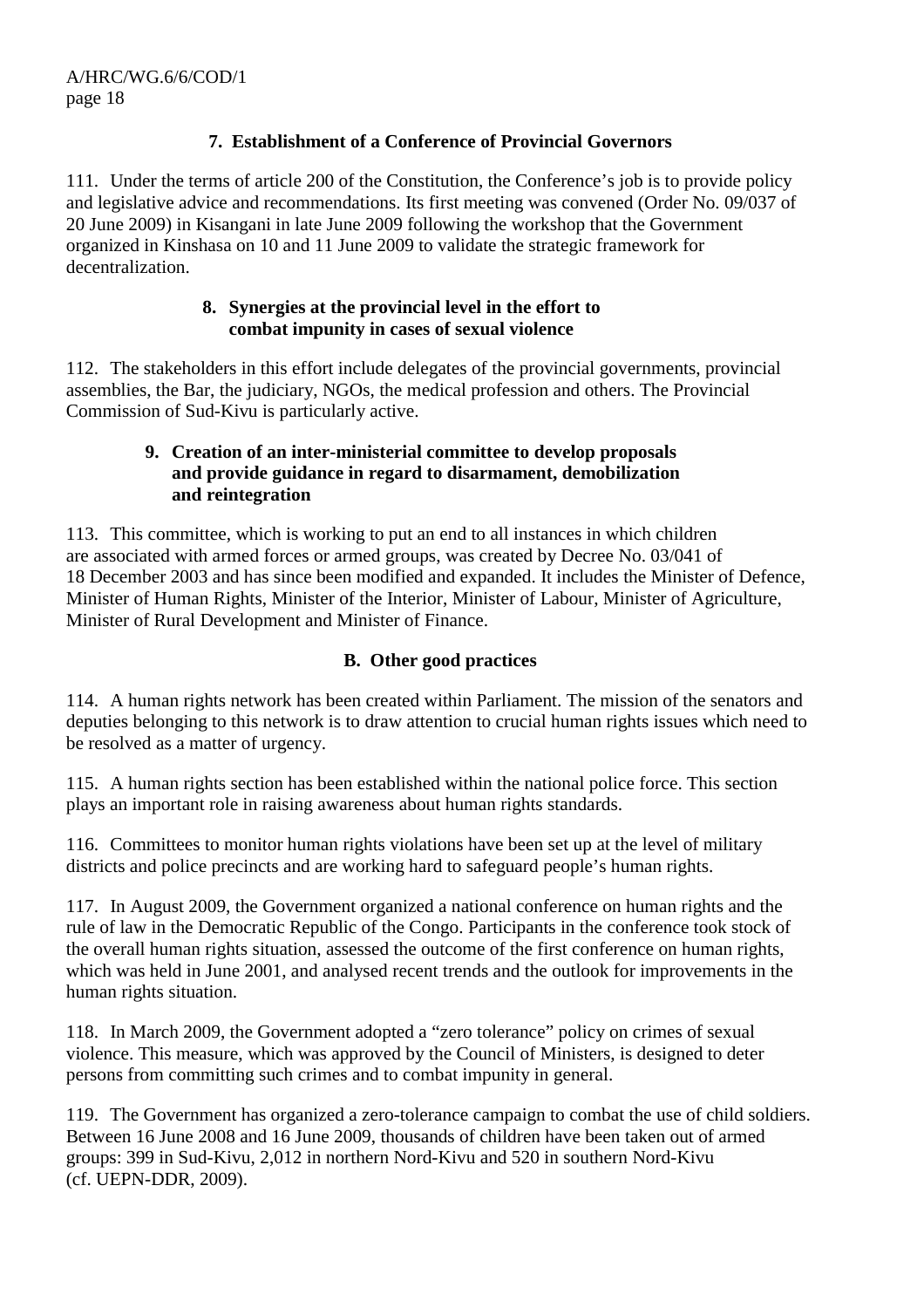### 7. Establishment of a Conference of Provincial Governors

111. Under the terms of article 200 of the Constitution, the Conference's job is to provide policy and legislative advice and recommendations. Its first meeting was convened (Order No. 09/037 of 20 June 2009) in Kisangani in late June 2009 following the workshop that the Government organized in Kinshasa on 10 and 11 June 2009 to validate the strategic framework for decentralization.

### 8. Synergies at the provincial level in the effort to combat impunity in cases of sexual violence

112. The stakeholders in this effort include delegates of the provincial governments, provincial assemblies, the Bar, the judiciary, NGOs, the medical profession and others. The Provincial Commission of Sud-Kivu is particularly active.

### 9. Creation of an inter-ministerial committee to develop proposals and provide guidance in regard to disarmament, demobilization and reintegration

113. This committee, which is working to put an end to all instances in which children are associated with armed forces or armed groups, was created by Decree No. 03/041 of 18 December 2003 and has since been modified and expanded. It includes the Minister of Defence, Minister of Human Rights, Minister of the Interior, Minister of Labour, Minister of Agriculture, Minister of Rural Development and Minister of Finance.

## B. Other good practices

114. A human rights network has been created within Parliament. The mission of the senators and deputies belonging to this network is to draw attention to crucial human rights issues which need to be resolved as a matter of urgency.

115. A human rights section has been established within the national police force. This section plays an important role in raising awareness about human rights standards.

116. Committees to monitor human rights violations have been set up at the level of military districts and police precincts and are working hard to safeguard people's human rights.

117. In August 2009, the Government organized a national conference on human rights and the rule of law in the Democratic Republic of the Congo. Participants in the conference took stock of the overall human rights situation, assessed the outcome of the first conference on human rights, which was held in June 2001, and analysed recent trends and the outlook for improvements in the human rights situation.

118. In March 2009, the Government adopted a "zero tolerance" policy on crimes of sexual violence. This measure, which was approved by the Council of Ministers, is designed to deter persons from committing such crimes and to combat impunity in general.

119. The Government has organized a zero-tolerance campaign to combat the use of child soldiers. Between 16 June 2008 and 16 June 2009, thousands of children have been taken out of armed groups: 399 in Sud-Kivu, 2,012 in northern Nord-Kivu and 520 in southern Nord-Kivu (cf. UEPN-DDR, 2009).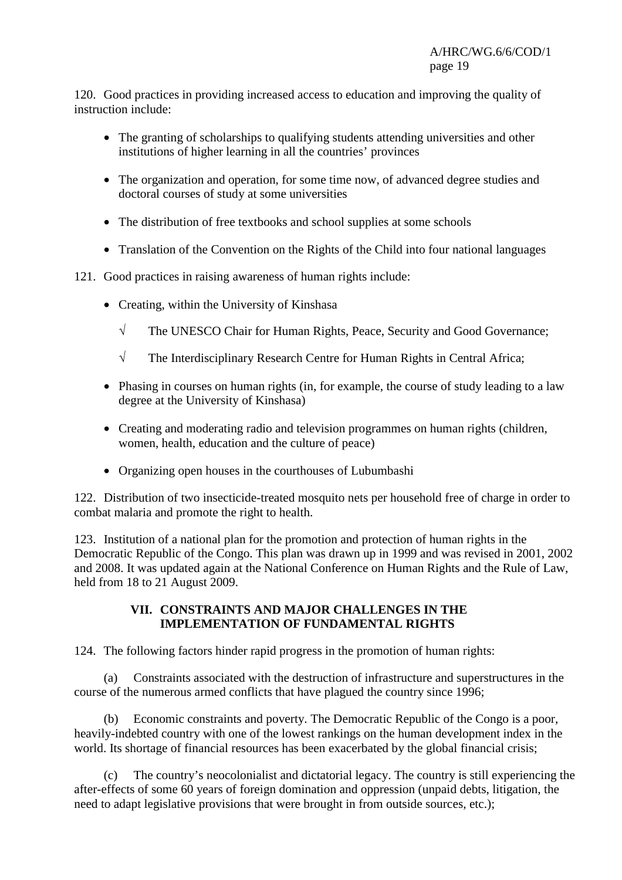120. Good practices in providing increased access to education and improving the quality of instruction include:

- The granting of scholarships to qualifying students attending universities and other institutions of higher learning in all the countries' provinces
- The organization and operation, for some time now, of advanced degree studies and doctoral courses of study at some universities
- The distribution of free textbooks and school supplies at some schools
- Translation of the Convention on the Rights of the Child into four national languages

121. Good practices in raising awareness of human rights include:

- Creating, within the University of Kinshasa
  - √ The UNESCO Chair for Human Rights, Peace, Security and Good Governance;
  - √ The Interdisciplinary Research Centre for Human Rights in Central Africa;
- Phasing in courses on human rights (in, for example, the course of study leading to a law degree at the University of Kinshasa)
- Creating and moderating radio and television programmes on human rights (children, women, health, education and the culture of peace)
- Organizing open houses in the courthouses of Lubumbashi

122. Distribution of two insecticide-treated mosquito nets per household free of charge in order to combat malaria and promote the right to health.

123. Institution of a national plan for the promotion and protection of human rights in the Democratic Republic of the Congo. This plan was drawn up in 1999 and was revised in 2001, 2002 and 2008. It was updated again at the National Conference on Human Rights and the Rule of Law, held from 18 to 21 August 2009.

## VII. CONSTRAINTS AND MAJOR CHALLENGES IN THE IMPLEMENTATION OF FUNDAMENTAL RIGHTS

124. The following factors hinder rapid progress in the promotion of human rights:

(a) Constraints associated with the destruction of infrastructure and superstructures in the course of the numerous armed conflicts that have plagued the country since 1996;

(b) Economic constraints and poverty. The Democratic Republic of the Congo is a poor, heavily-indebted country with one of the lowest rankings on the human development index in the world. Its shortage of financial resources has been exacerbated by the global financial crisis;

(c) The country's neocolonialist and dictatorial legacy. The country is still experiencing the after-effects of some 60 years of foreign domination and oppression (unpaid debts, litigation, the need to adapt legislative provisions that were brought in from outside sources, etc.);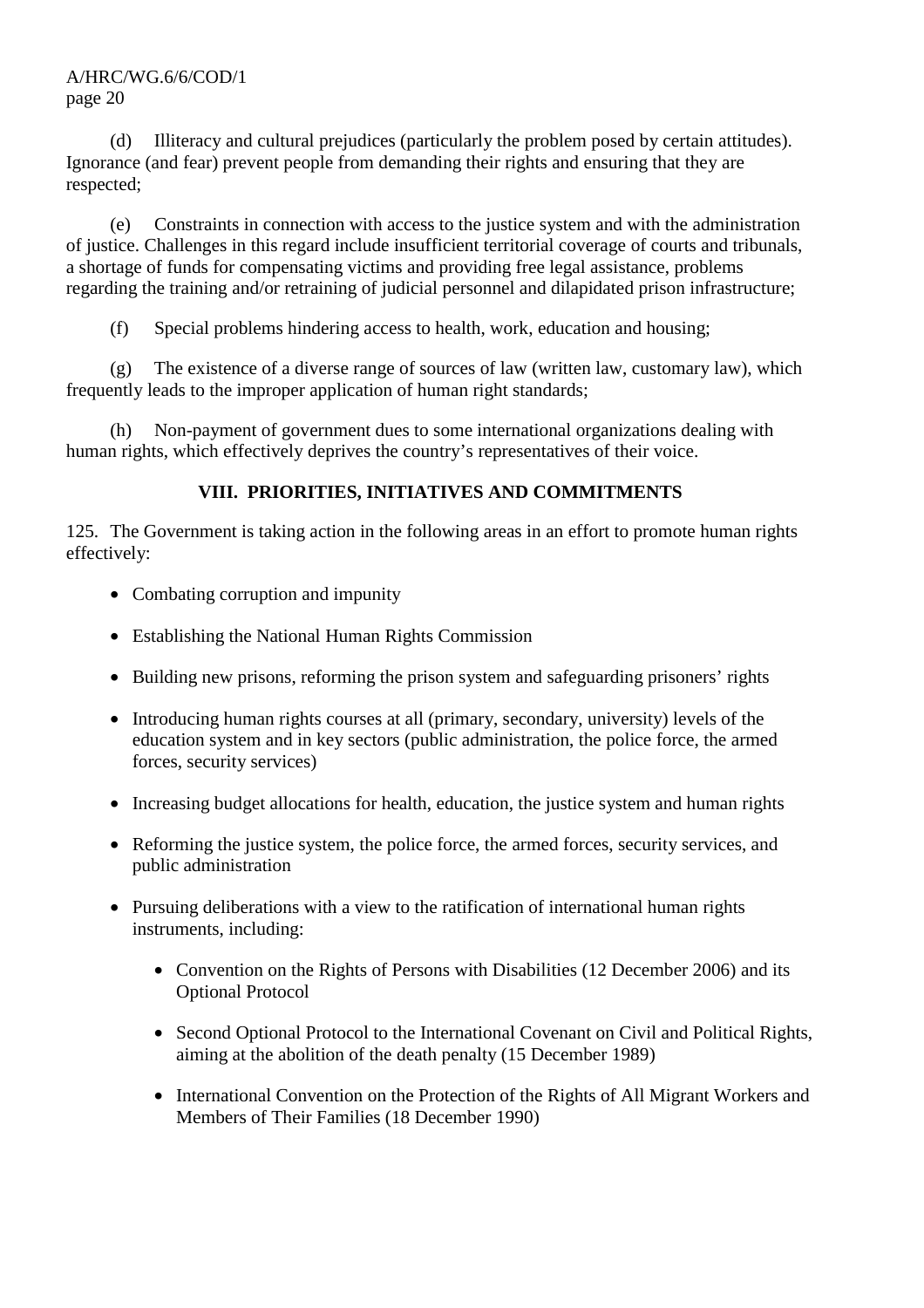(d) Illiteracy and cultural prejudices (particularly the problem posed by certain attitudes). Ignorance (and fear) prevent people from demanding their rights and ensuring that they are respected;

(e) Constraints in connection with access to the justice system and with the administration of justice. Challenges in this regard include insufficient territorial coverage of courts and tribunals, a shortage of funds for compensating victims and providing free legal assistance, problems regarding the training and/or retraining of judicial personnel and dilapidated prison infrastructure;

(f) Special problems hindering access to health, work, education and housing;

(g) The existence of a diverse range of sources of law (written law, customary law), which frequently leads to the improper application of human right standards;

(h) Non-payment of government dues to some international organizations dealing with human rights, which effectively deprives the country's representatives of their voice.

## VIII. PRIORITIES, INITIATIVES AND COMMITMENTS

125. The Government is taking action in the following areas in an effort to promote human rights effectively:

- Combating corruption and impunity
- Establishing the National Human Rights Commission
- Building new prisons, reforming the prison system and safeguarding prisoners' rights
- Introducing human rights courses at all (primary, secondary, university) levels of the education system and in key sectors (public administration, the police force, the armed forces, security services)
- Increasing budget allocations for health, education, the justice system and human rights
- Reforming the justice system, the police force, the armed forces, security services, and public administration
- Pursuing deliberations with a view to the ratification of international human rights instruments, including:
    - Convention on the Rights of Persons with Disabilities (12 December 2006) and its Optional Protocol
    - Second Optional Protocol to the International Covenant on Civil and Political Rights, aiming at the abolition of the death penalty (15 December 1989)
    - International Convention on the Protection of the Rights of All Migrant Workers and Members of Their Families (18 December 1990)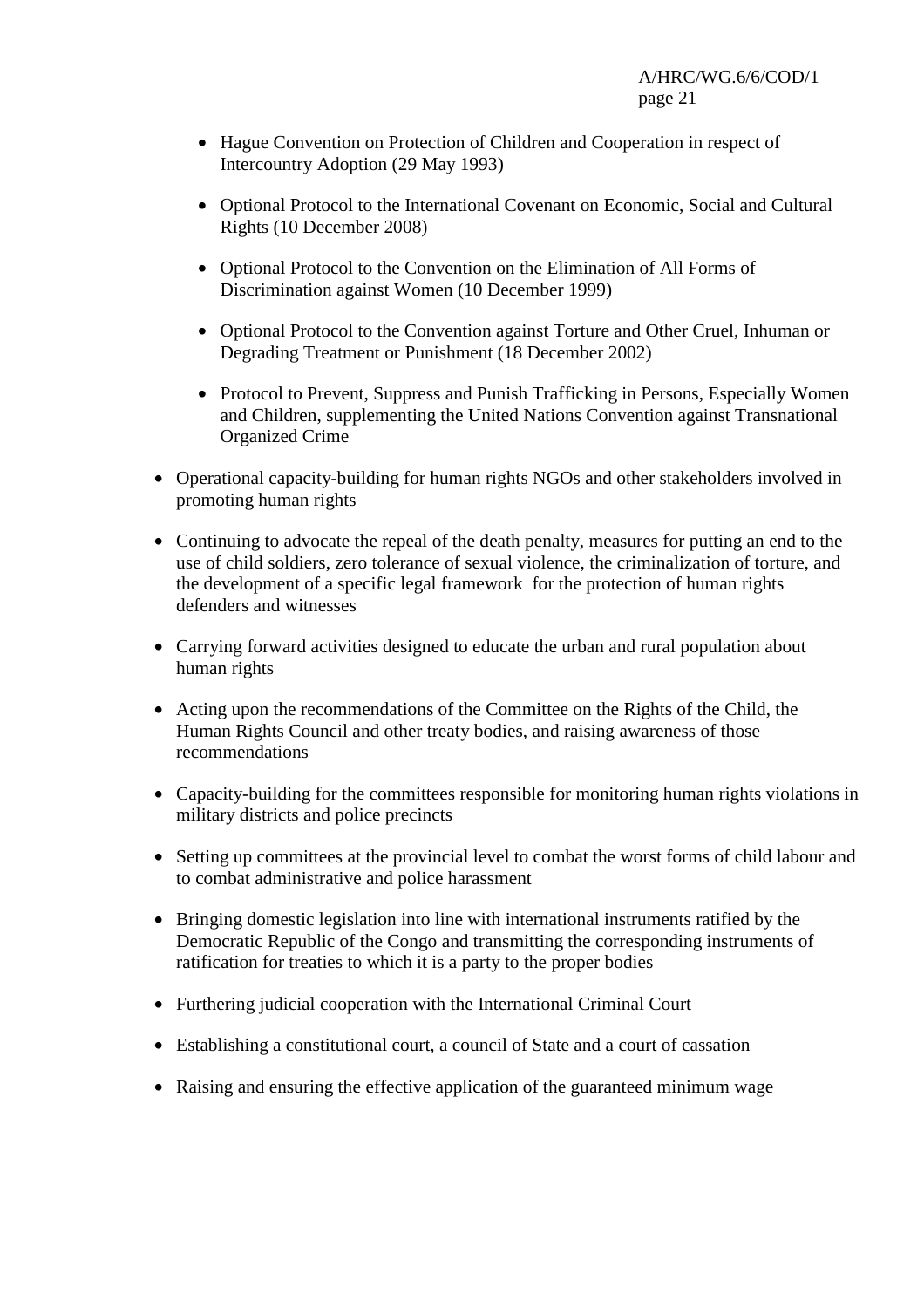- Hague Convention on Protection of Children and Cooperation in respect of Intercountry Adoption (29 May 1993)
  - Optional Protocol to the International Covenant on Economic, Social and Cultural Rights (10 December 2008)
  - Optional Protocol to the Convention on the Elimination of All Forms of Discrimination against Women (10 December 1999)
  - Optional Protocol to the Convention against Torture and Other Cruel, Inhuman or Degrading Treatment or Punishment (18 December 2002)
  - Protocol to Prevent, Suppress and Punish Trafficking in Persons, Especially Women and Children, supplementing the United Nations Convention against Transnational Organized Crime

- Operational capacity-building for human rights NGOs and other stakeholders involved in promoting human rights
- Continuing to advocate the repeal of the death penalty, measures for putting an end to the use of child soldiers, zero tolerance of sexual violence, the criminalization of torture, and the development of a specific legal framework for the protection of human rights defenders and witnesses
- Carrying forward activities designed to educate the urban and rural population about human rights
- Acting upon the recommendations of the Committee on the Rights of the Child, the Human Rights Council and other treaty bodies, and raising awareness of those recommendations
- Capacity-building for the committees responsible for monitoring human rights violations in military districts and police precincts
- Setting up committees at the provincial level to combat the worst forms of child labour and to combat administrative and police harassment
- Bringing domestic legislation into line with international instruments ratified by the Democratic Republic of the Congo and transmitting the corresponding instruments of ratification for treaties to which it is a party to the proper bodies
- Furthering judicial cooperation with the International Criminal Court
- Establishing a constitutional court, a council of State and a court of cassation
- Raising and ensuring the effective application of the guaranteed minimum wage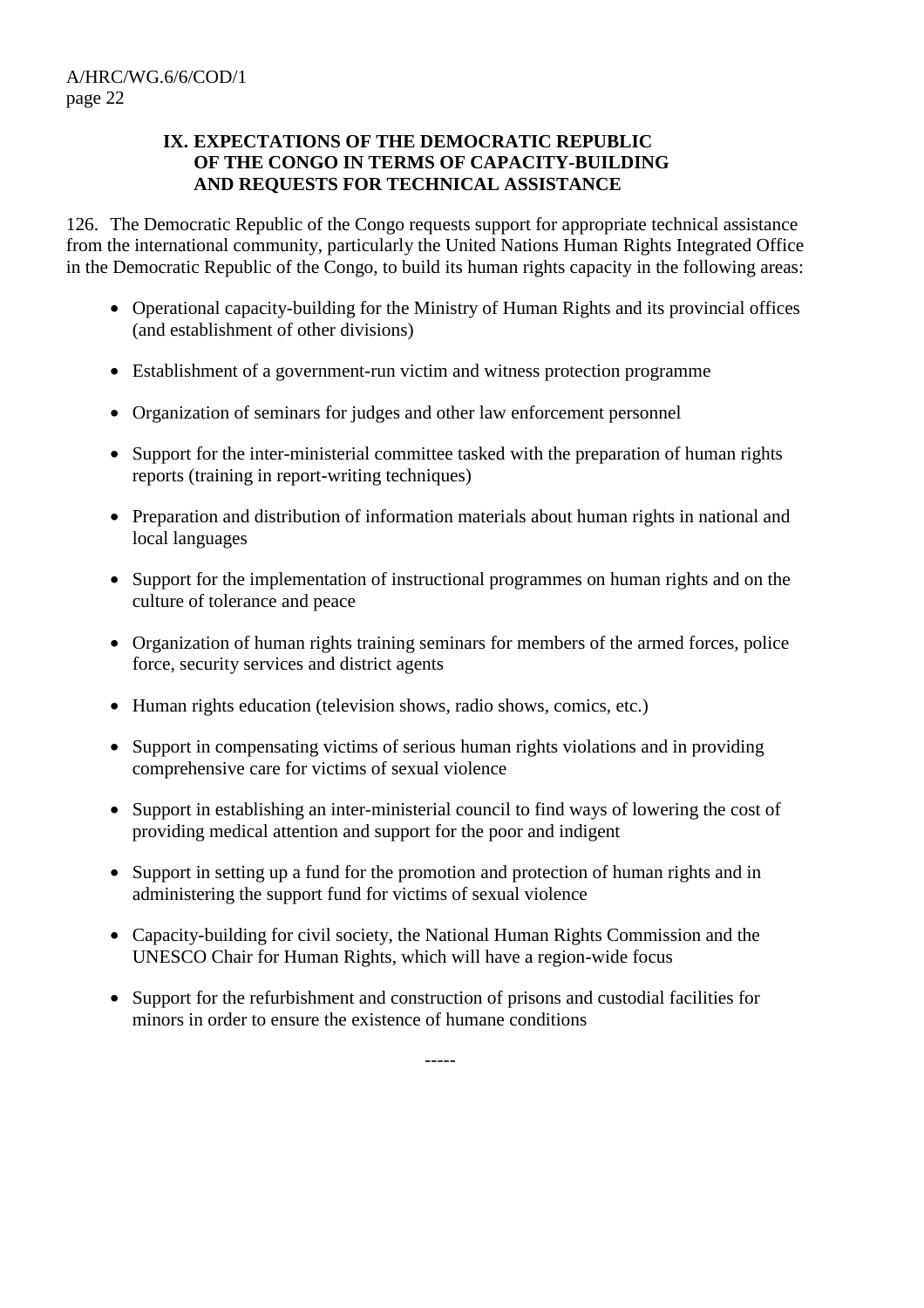## IX. EXPECTATIONS OF THE DEMOCRATIC REPUBLIC OF THE CONGO IN TERMS OF CAPACITY-BUILDING AND REQUESTS FOR TECHNICAL ASSISTANCE

126. The Democratic Republic of the Congo requests support for appropriate technical assistance from the international community, particularly the United Nations Human Rights Integrated Office in the Democratic Republic of the Congo, to build its human rights capacity in the following areas:

- Operational capacity-building for the Ministry of Human Rights and its provincial offices (and establishment of other divisions)
- Establishment of a government-run victim and witness protection programme
- Organization of seminars for judges and other law enforcement personnel
- Support for the inter-ministerial committee tasked with the preparation of human rights reports (training in report-writing techniques)
- Preparation and distribution of information materials about human rights in national and local languages
- Support for the implementation of instructional programmes on human rights and on the culture of tolerance and peace
- Organization of human rights training seminars for members of the armed forces, police force, security services and district agents
- Human rights education (television shows, radio shows, comics, etc.)
- Support in compensating victims of serious human rights violations and in providing comprehensive care for victims of sexual violence
- Support in establishing an inter-ministerial council to find ways of lowering the cost of providing medical attention and support for the poor and indigent
- Support in setting up a fund for the promotion and protection of human rights and in administering the support fund for victims of sexual violence
- Capacity-building for civil society, the National Human Rights Commission and the UNESCO Chair for Human Rights, which will have a region-wide focus
- Support for the refurbishment and construction of prisons and custodial facilities for minors in order to ensure the existence of humane conditions

-----